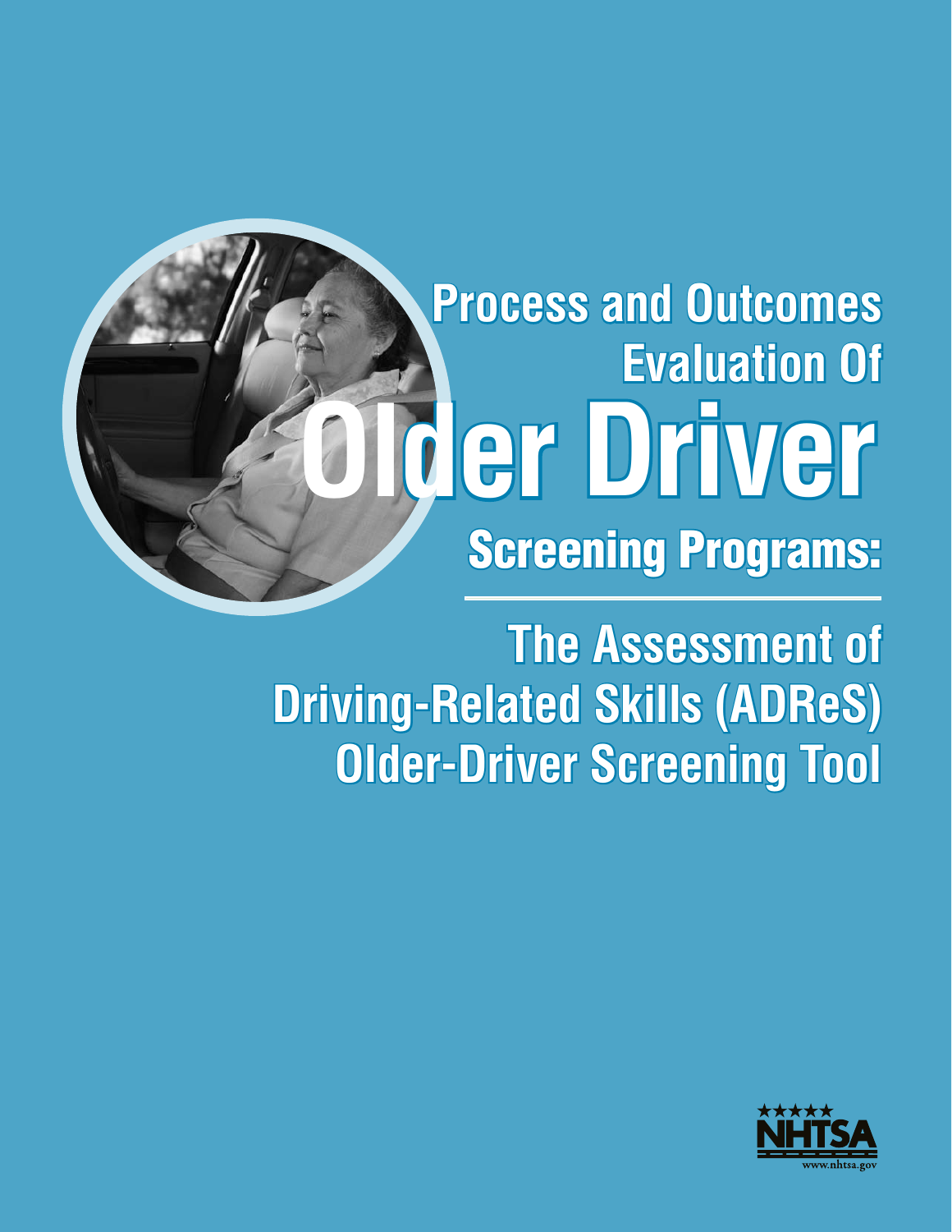# Process and Outcomes Evaluation Of Older Driver Screening Programs:

## The Assessment of Driving-Related Skills (ADReS) Older-Driver Screening Tool

NHTSA

www.nhtsa.gov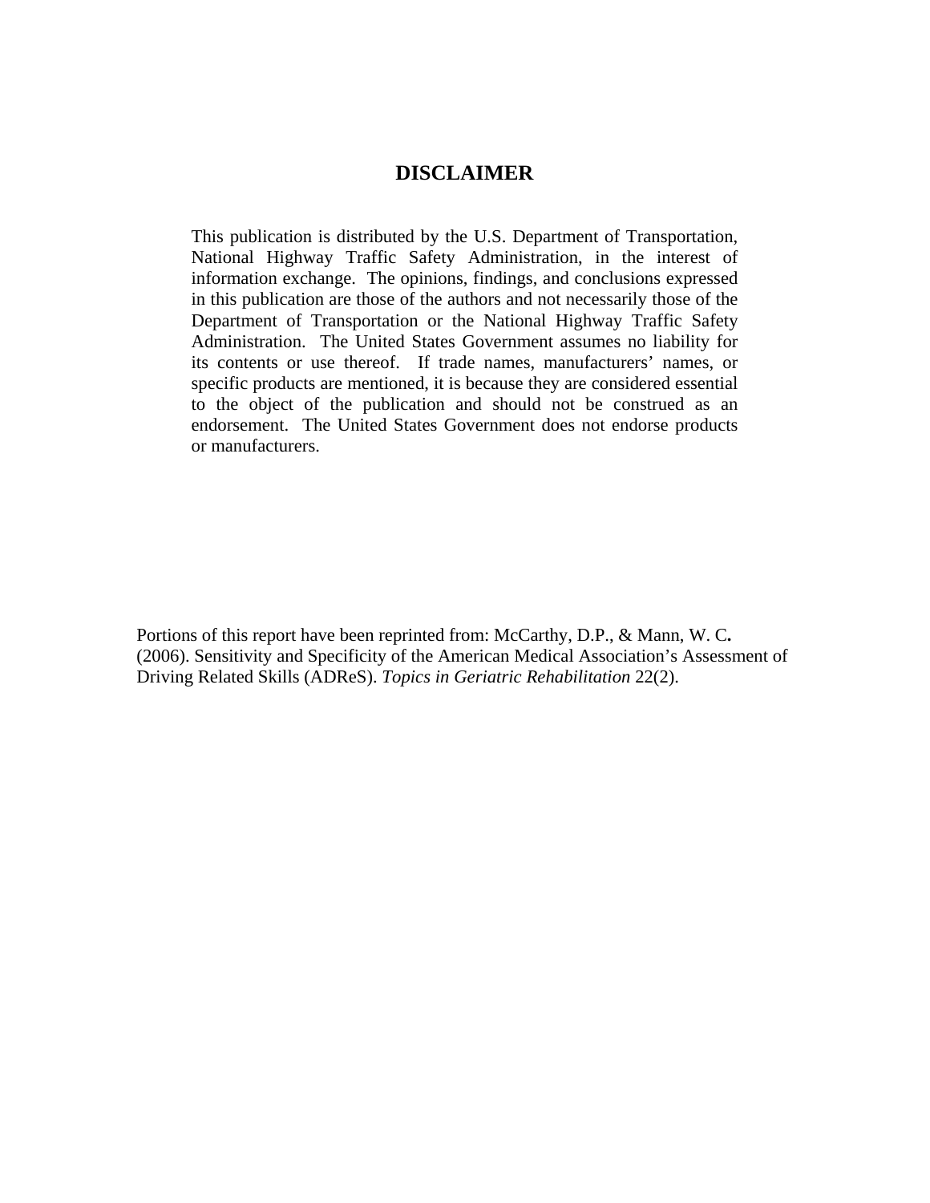# DISCLAIMER

This publication is distributed by the U.S. Department of Transportation, National Highway Traffic Safety Administration, in the interest of information exchange. The opinions, findings, and conclusions expressed in this publication are those of the authors and not necessarily those of the Department of Transportation or the National Highway Traffic Safety Administration. The United States Government assumes no liability for its contents or use thereof. If trade names, manufacturers' names, or specific products are mentioned, it is because they are considered essential to the object of the publication and should not be construed as an endorsement. The United States Government does not endorse products or manufacturers.

Portions of this report have been reprinted from: McCarthy, D.P., & Mann, W. C**.** (2006). Sensitivity and Specificity of the American Medical Association's Assessment of Driving Related Skills (ADReS). *Topics in Geriatric Rehabilitation* 22(2).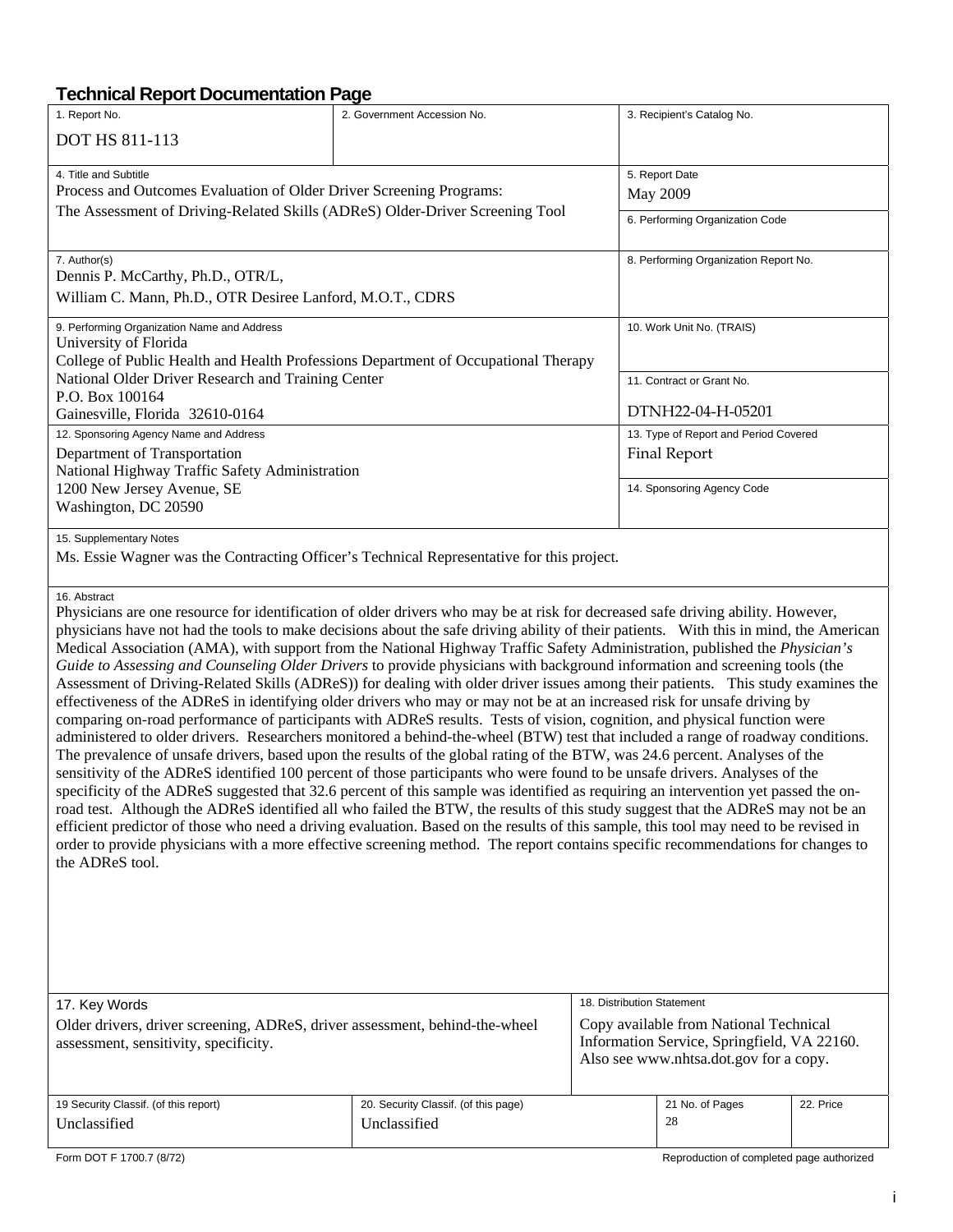# Technical Report Documentation Page

| 1. Report No. | 2. Government Accession No. | 3. Recipient's Catalog No. |
|---|---|---|
| DOT HS 811-113 | | |

| 4. Title and Subtitle | 5. Report Date |
|---|---|
| Process and Outcomes Evaluation of Older Driver Screening Programs: The Assessment of Driving-Related Skills (ADReS) Older-Driver Screening Tool | May 2009 |
| | 6. Performing Organization Code |

| 7. Author(s) | 8. Performing Organization Report No. |
|---|---|
| Dennis P. McCarthy, Ph.D., OTR/L, William C. Mann, Ph.D., OTR Desiree Lanford, M.O.T., CDRS | |

| 9. Performing Organization Name and Address | 10. Work Unit No. (TRAIS) |
|---|---|
| University of Florida<br>College of Public Health and Health Professions Department of Occupational Therapy<br>National Older Driver Research and Training Center<br>P.O. Box 100164<br>Gainesville, Florida 32610-0164 | |
| | 11. Contract or Grant No.<br>DTNH22-04-H-05201 |

| 12. Sponsoring Agency Name and Address | 13. Type of Report and Period Covered |
|---|---|
| Department of Transportation<br>National Highway Traffic Safety Administration<br>1200 New Jersey Avenue, SE<br>Washington, DC 20590 | Final Report |
| | 14. Sponsoring Agency Code |

15. Supplementary Notes

Ms. Essie Wagner was the Contracting Officer's Technical Representative for this project.

16. Abstract

Physicians are one resource for identification of older drivers who may be at risk for decreased safe driving ability. However, physicians have not had the tools to make decisions about the safe driving ability of their patients. With this in mind, the American Medical Association (AMA), with support from the National Highway Traffic Safety Administration, published the *Physician's Guide to Assessing and Counseling Older Drivers* to provide physicians with background information and screening tools (the Assessment of Driving-Related Skills (ADReS)) for dealing with older driver issues among their patients. This study examines the effectiveness of the ADReS in identifying older drivers who may or may not be at an increased risk for unsafe driving by comparing on-road performance of participants with ADReS results. Tests of vision, cognition, and physical function were administered to older drivers. Researchers monitored a behind-the-wheel (BTW) test that included a range of roadway conditions. The prevalence of unsafe drivers, based upon the results of the global rating of the BTW, was 24.6 percent. Analyses of the sensitivity of the ADReS identified 100 percent of those participants who were found to be unsafe drivers. Analyses of the specificity of the ADReS suggested that 32.6 percent of this sample was identified as requiring an intervention yet passed the on-road test. Although the ADReS identified all who failed the BTW, the results of this study suggest that the ADReS may not be an efficient predictor of those who need a driving evaluation. Based on the results of this sample, this tool may need to be revised in order to provide physicians with a more effective screening method. The report contains specific recommendations for changes to the ADReS tool.

| 17. Key Words | 18. Distribution Statement |
|---|---|
| Older drivers, driver screening, ADReS, driver assessment, behind-the-wheel assessment, sensitivity, specificity. | Copy available from National Technical Information Service, Springfield, VA 22160. Also see www.nhtsa.dot.gov for a copy. |

| 19 Security Classif. (of this report) | 20. Security Classif. (of this page) | 21 No. of Pages | 22. Price |
|---|---|---|---|
| Unclassified | Unclassified | 28 | |

Form DOT F 1700.7 (8/72) Reproduction of completed page authorized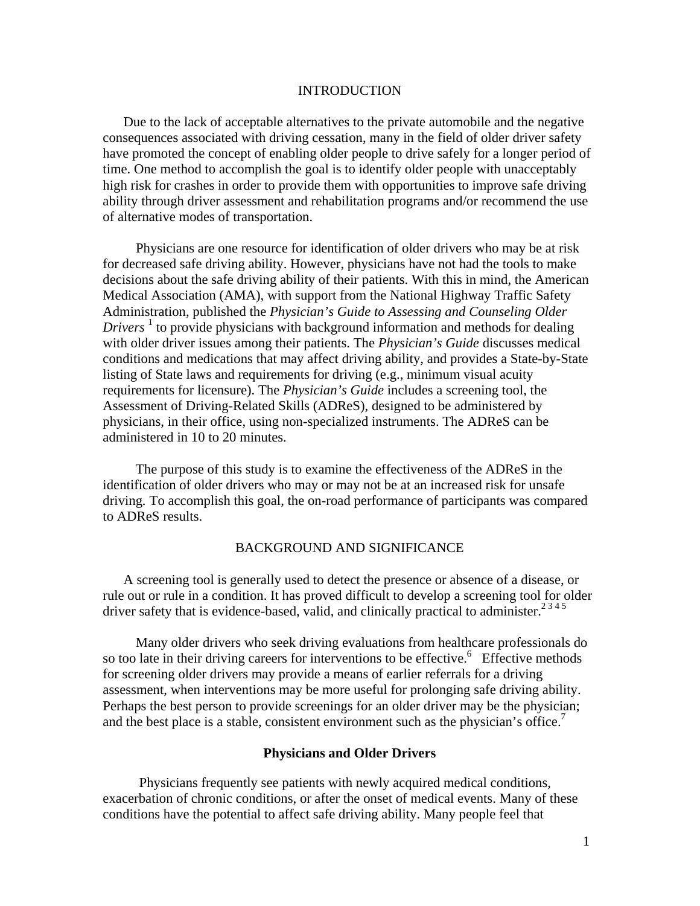# INTRODUCTION

Due to the lack of acceptable alternatives to the private automobile and the negative consequences associated with driving cessation, many in the field of older driver safety have promoted the concept of enabling older people to drive safely for a longer period of time. One method to accomplish the goal is to identify older people with unacceptably high risk for crashes in order to provide them with opportunities to improve safe driving ability through driver assessment and rehabilitation programs and/or recommend the use of alternative modes of transportation.

Physicians are one resource for identification of older drivers who may be at risk for decreased safe driving ability. However, physicians have not had the tools to make decisions about the safe driving ability of their patients. With this in mind, the American Medical Association (AMA), with support from the National Highway Traffic Safety Administration, published the *Physician's Guide to Assessing and Counseling Older Drivers* [1] to provide physicians with background information and methods for dealing with older driver issues among their patients. The *Physician's Guide* discusses medical conditions and medications that may affect driving ability, and provides a State-by-State listing of State laws and requirements for driving (e.g., minimum visual acuity requirements for licensure). The *Physician's Guide* includes a screening tool, the Assessment of Driving-Related Skills (ADReS), designed to be administered by physicians, in their office, using non-specialized instruments. The ADReS can be administered in 10 to 20 minutes.

The purpose of this study is to examine the effectiveness of the ADReS in the identification of older drivers who may or may not be at an increased risk for unsafe driving. To accomplish this goal, the on-road performance of participants was compared to ADReS results.

# BACKGROUND AND SIGNIFICANCE

A screening tool is generally used to detect the presence or absence of a disease, or rule out or rule in a condition. It has proved difficult to develop a screening tool for older driver safety that is evidence-based, valid, and clinically practical to administer.[2 3 4 5]

Many older drivers who seek driving evaluations from healthcare professionals do so too late in their driving careers for interventions to be effective.[6] Effective methods for screening older drivers may provide a means of earlier referrals for a driving assessment, when interventions may be more useful for prolonging safe driving ability. Perhaps the best person to provide screenings for an older driver may be the physician; and the best place is a stable, consistent environment such as the physician's office.[7]

## Physicians and Older Drivers

Physicians frequently see patients with newly acquired medical conditions, exacerbation of chronic conditions, or after the onset of medical events. Many of these conditions have the potential to affect safe driving ability. Many people feel that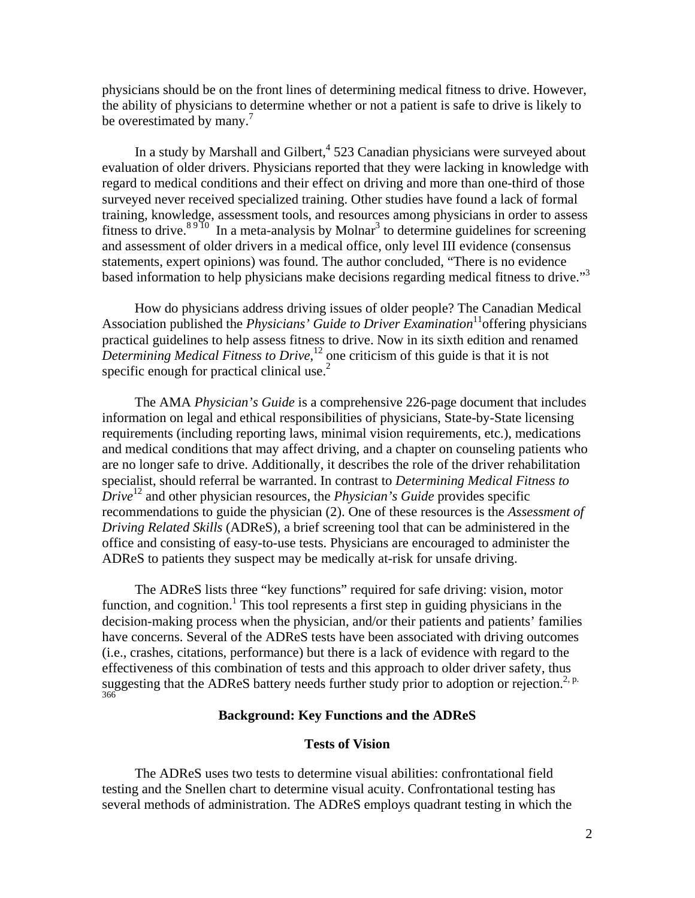physicians should be on the front lines of determining medical fitness to drive. However, the ability of physicians to determine whether or not a patient is safe to drive is likely to be overestimated by many.[7]

In a study by Marshall and Gilbert,[4] 523 Canadian physicians were surveyed about evaluation of older drivers. Physicians reported that they were lacking in knowledge with regard to medical conditions and their effect on driving and more than one-third of those surveyed never received specialized training. Other studies have found a lack of formal training, knowledge, assessment tools, and resources among physicians in order to assess fitness to drive.[8 9 10] In a meta-analysis by Molnar[3] to determine guidelines for screening and assessment of older drivers in a medical office, only level III evidence (consensus statements, expert opinions) was found. The author concluded, "There is no evidence based information to help physicians make decisions regarding medical fitness to drive."[3]

How do physicians address driving issues of older people? The Canadian Medical Association published the *Physicians' Guide to Driver Examination*[11] offering physicians practical guidelines to help assess fitness to drive. Now in its sixth edition and renamed *Determining Medical Fitness to Drive*,[12] one criticism of this guide is that it is not specific enough for practical clinical use.[2]

The AMA *Physician's Guide* is a comprehensive 226-page document that includes information on legal and ethical responsibilities of physicians, State-by-State licensing requirements (including reporting laws, minimal vision requirements, etc.), medications and medical conditions that may affect driving, and a chapter on counseling patients who are no longer safe to drive. Additionally, it describes the role of the driver rehabilitation specialist, should referral be warranted. In contrast to *Determining Medical Fitness to Drive*[12] and other physician resources, the *Physician's Guide* provides specific recommendations to guide the physician (2). One of these resources is the *Assessment of Driving Related Skills* (ADReS), a brief screening tool that can be administered in the office and consisting of easy-to-use tests. Physicians are encouraged to administer the ADReS to patients they suspect may be medically at-risk for unsafe driving.

The ADReS lists three "key functions" required for safe driving: vision, motor function, and cognition.[1] This tool represents a first step in guiding physicians in the decision-making process when the physician, and/or their patients and patients' families have concerns. Several of the ADReS tests have been associated with driving outcomes (i.e., crashes, citations, performance) but there is a lack of evidence with regard to the effectiveness of this combination of tests and this approach to older driver safety, thus suggesting that the ADReS battery needs further study prior to adoption or rejection.[2, p. 366]

## Background: Key Functions and the ADReS

### Tests of Vision

The ADReS uses two tests to determine visual abilities: confrontational field testing and the Snellen chart to determine visual acuity. Confrontational testing has several methods of administration. The ADReS employs quadrant testing in which the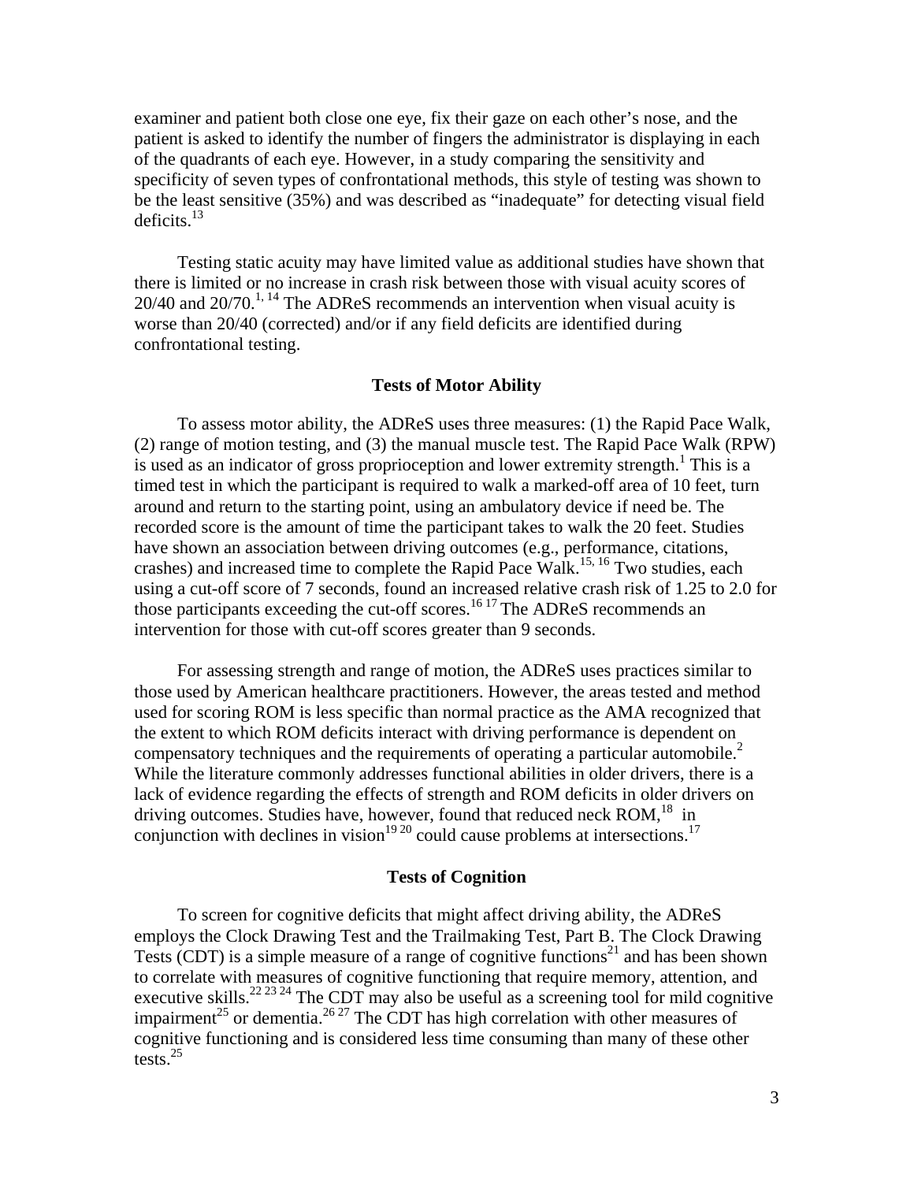examiner and patient both close one eye, fix their gaze on each other's nose, and the patient is asked to identify the number of fingers the administrator is displaying in each of the quadrants of each eye. However, in a study comparing the sensitivity and specificity of seven types of confrontational methods, this style of testing was shown to be the least sensitive (35%) and was described as "inadequate" for detecting visual field deficits.[13]

Testing static acuity may have limited value as additional studies have shown that there is limited or no increase in crash risk between those with visual acuity scores of 20/40 and 20/70.[1, 14] The ADReS recommends an intervention when visual acuity is worse than 20/40 (corrected) and/or if any field deficits are identified during confrontational testing.

### Tests of Motor Ability

To assess motor ability, the ADReS uses three measures: (1) the Rapid Pace Walk, (2) range of motion testing, and (3) the manual muscle test. The Rapid Pace Walk (RPW) is used as an indicator of gross proprioception and lower extremity strength.[1] This is a timed test in which the participant is required to walk a marked-off area of 10 feet, turn around and return to the starting point, using an ambulatory device if need be. The recorded score is the amount of time the participant takes to walk the 20 feet. Studies have shown an association between driving outcomes (e.g., performance, citations, crashes) and increased time to complete the Rapid Pace Walk.[15, 16] Two studies, each using a cut-off score of 7 seconds, found an increased relative crash risk of 1.25 to 2.0 for those participants exceeding the cut-off scores.[16 17] The ADReS recommends an intervention for those with cut-off scores greater than 9 seconds.

For assessing strength and range of motion, the ADReS uses practices similar to those used by American healthcare practitioners. However, the areas tested and method used for scoring ROM is less specific than normal practice as the AMA recognized that the extent to which ROM deficits interact with driving performance is dependent on compensatory techniques and the requirements of operating a particular automobile.[2] While the literature commonly addresses functional abilities in older drivers, there is a lack of evidence regarding the effects of strength and ROM deficits in older drivers on driving outcomes. Studies have, however, found that reduced neck ROM,[18] in conjunction with declines in vision[19 20] could cause problems at intersections.[17]

### Tests of Cognition

To screen for cognitive deficits that might affect driving ability, the ADReS employs the Clock Drawing Test and the Trailmaking Test, Part B. The Clock Drawing Tests (CDT) is a simple measure of a range of cognitive functions[21] and has been shown to correlate with measures of cognitive functioning that require memory, attention, and executive skills.[22 23 24] The CDT may also be useful as a screening tool for mild cognitive impairment[25] or dementia.[26 27] The CDT has high correlation with other measures of cognitive functioning and is considered less time consuming than many of these other tests.[25]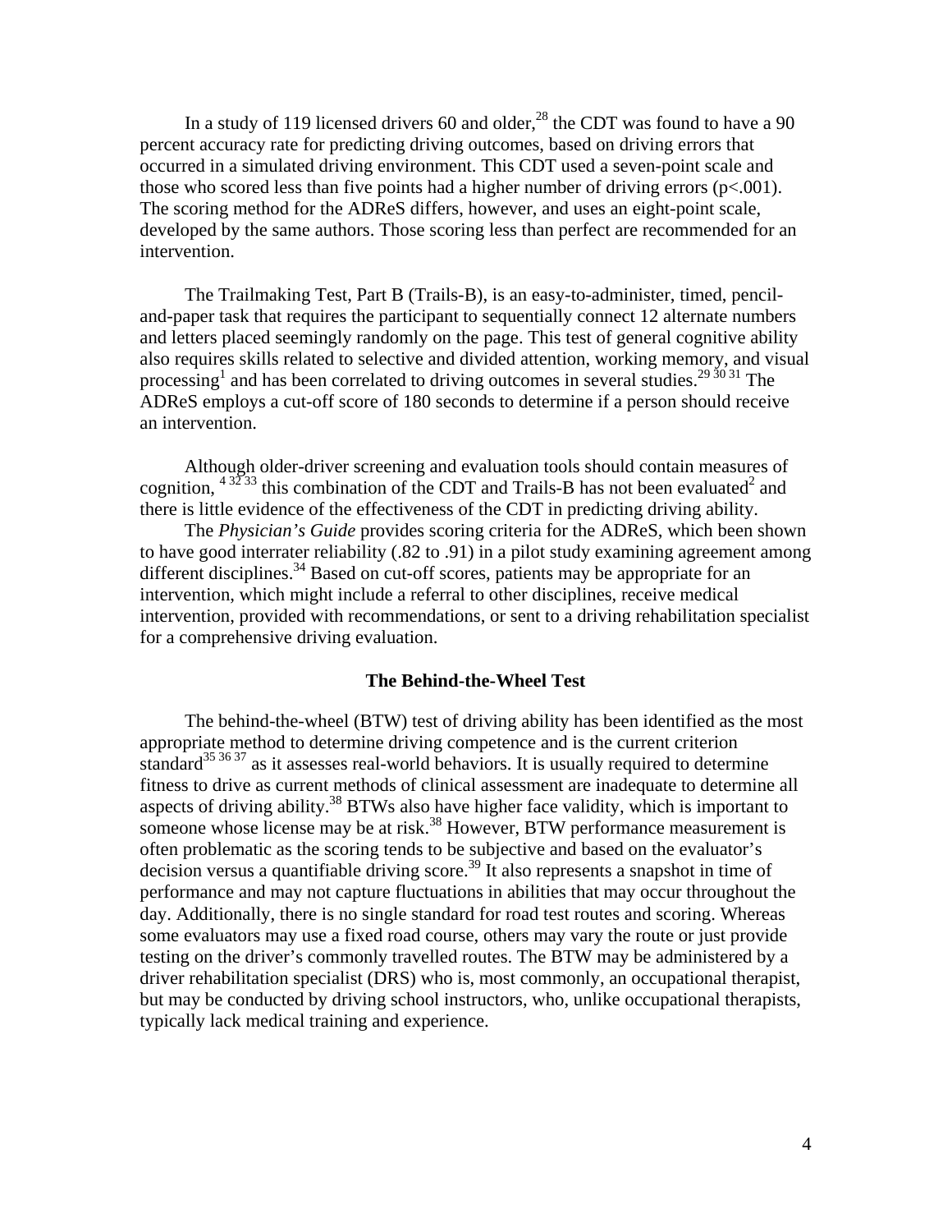In a study of 119 licensed drivers 60 and older,[28] the CDT was found to have a 90 percent accuracy rate for predicting driving outcomes, based on driving errors that occurred in a simulated driving environment. This CDT used a seven-point scale and those who scored less than five points had a higher number of driving errors ($p<.001$). The scoring method for the ADReS differs, however, and uses an eight-point scale, developed by the same authors. Those scoring less than perfect are recommended for an intervention.

The Trailmaking Test, Part B (Trails-B), is an easy-to-administer, timed, pencil-and-paper task that requires the participant to sequentially connect 12 alternate numbers and letters placed seemingly randomly on the page. This test of general cognitive ability also requires skills related to selective and divided attention, working memory, and visual processing[1] and has been correlated to driving outcomes in several studies.[29 30 31] The ADReS employs a cut-off score of 180 seconds to determine if a person should receive an intervention.

Although older-driver screening and evaluation tools should contain measures of cognition, [4 32 33] this combination of the CDT and Trails-B has not been evaluated[2] and there is little evidence of the effectiveness of the CDT in predicting driving ability.

The *Physician's Guide* provides scoring criteria for the ADReS, which been shown to have good interrater reliability (.82 to .91) in a pilot study examining agreement among different disciplines.[34] Based on cut-off scores, patients may be appropriate for an intervention, which might include a referral to other disciplines, receive medical intervention, provided with recommendations, or sent to a driving rehabilitation specialist for a comprehensive driving evaluation.

## The Behind-the-Wheel Test

The behind-the-wheel (BTW) test of driving ability has been identified as the most appropriate method to determine driving competence and is the current criterion standard[35 36 37] as it assesses real-world behaviors. It is usually required to determine fitness to drive as current methods of clinical assessment are inadequate to determine all aspects of driving ability.[38] BTWs also have higher face validity, which is important to someone whose license may be at risk.[38] However, BTW performance measurement is often problematic as the scoring tends to be subjective and based on the evaluator's decision versus a quantifiable driving score.[39] It also represents a snapshot in time of performance and may not capture fluctuations in abilities that may occur throughout the day. Additionally, there is no single standard for road test routes and scoring. Whereas some evaluators may use a fixed road course, others may vary the route or just provide testing on the driver's commonly travelled routes. The BTW may be administered by a driver rehabilitation specialist (DRS) who is, most commonly, an occupational therapist, but may be conducted by driving school instructors, who, unlike occupational therapists, typically lack medical training and experience.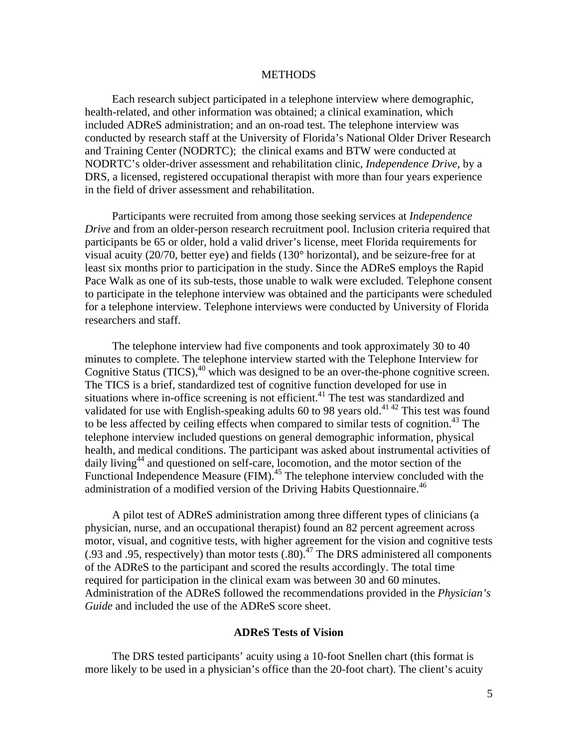## METHODS

Each research subject participated in a telephone interview where demographic, health-related, and other information was obtained; a clinical examination, which included ADReS administration; and an on-road test. The telephone interview was conducted by research staff at the University of Florida's National Older Driver Research and Training Center (NODRTC); the clinical exams and BTW were conducted at NODRTC's older-driver assessment and rehabilitation clinic, *Independence Drive*, by a DRS, a licensed, registered occupational therapist with more than four years experience in the field of driver assessment and rehabilitation.

Participants were recruited from among those seeking services at *Independence Drive* and from an older-person research recruitment pool. Inclusion criteria required that participants be 65 or older, hold a valid driver's license, meet Florida requirements for visual acuity (20/70, better eye) and fields (130° horizontal), and be seizure-free for at least six months prior to participation in the study. Since the ADReS employs the Rapid Pace Walk as one of its sub-tests, those unable to walk were excluded. Telephone consent to participate in the telephone interview was obtained and the participants were scheduled for a telephone interview. Telephone interviews were conducted by University of Florida researchers and staff.

The telephone interview had five components and took approximately 30 to 40 minutes to complete. The telephone interview started with the Telephone Interview for Cognitive Status (TICS),[40] which was designed to be an over-the-phone cognitive screen. The TICS is a brief, standardized test of cognitive function developed for use in situations where in-office screening is not efficient.[41] The test was standardized and validated for use with English-speaking adults 60 to 98 years old.[41 42] This test was found to be less affected by ceiling effects when compared to similar tests of cognition.[43] The telephone interview included questions on general demographic information, physical health, and medical conditions. The participant was asked about instrumental activities of daily living[44] and questioned on self-care, locomotion, and the motor section of the Functional Independence Measure (FIM).[45] The telephone interview concluded with the administration of a modified version of the Driving Habits Questionnaire.[46]

A pilot test of ADReS administration among three different types of clinicians (a physician, nurse, and an occupational therapist) found an 82 percent agreement across motor, visual, and cognitive tests, with higher agreement for the vision and cognitive tests (.93 and .95, respectively) than motor tests (.80).[47] The DRS administered all components of the ADReS to the participant and scored the results accordingly. The total time required for participation in the clinical exam was between 30 and 60 minutes. Administration of the ADReS followed the recommendations provided in the *Physician's Guide* and included the use of the ADReS score sheet.

### ADReS Tests of Vision

The DRS tested participants' acuity using a 10-foot Snellen chart (this format is more likely to be used in a physician's office than the 20-foot chart). The client's acuity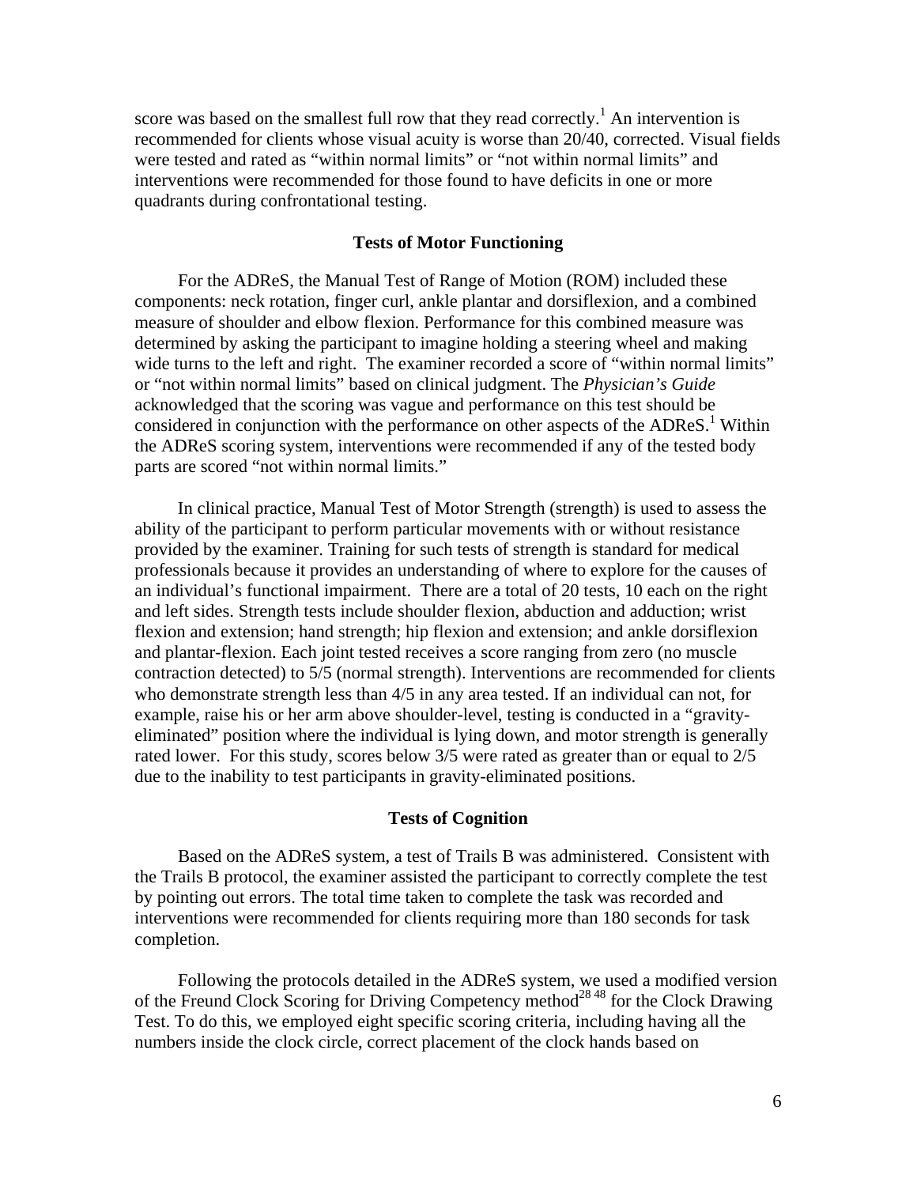score was based on the smallest full row that they read correctly.[1] An intervention is recommended for clients whose visual acuity is worse than 20/40, corrected. Visual fields were tested and rated as "within normal limits" or "not within normal limits" and interventions were recommended for those found to have deficits in one or more quadrants during confrontational testing.

### Tests of Motor Functioning

For the ADReS, the Manual Test of Range of Motion (ROM) included these components: neck rotation, finger curl, ankle plantar and dorsiflexion, and a combined measure of shoulder and elbow flexion. Performance for this combined measure was determined by asking the participant to imagine holding a steering wheel and making wide turns to the left and right. The examiner recorded a score of "within normal limits" or "not within normal limits" based on clinical judgment. The *Physician's Guide* acknowledged that the scoring was vague and performance on this test should be considered in conjunction with the performance on other aspects of the ADReS.[1] Within the ADReS scoring system, interventions were recommended if any of the tested body parts are scored "not within normal limits."

In clinical practice, Manual Test of Motor Strength (strength) is used to assess the ability of the participant to perform particular movements with or without resistance provided by the examiner. Training for such tests of strength is standard for medical professionals because it provides an understanding of where to explore for the causes of an individual's functional impairment. There are a total of 20 tests, 10 each on the right and left sides. Strength tests include shoulder flexion, abduction and adduction; wrist flexion and extension; hand strength; hip flexion and extension; and ankle dorsiflexion and plantar-flexion. Each joint tested receives a score ranging from zero (no muscle contraction detected) to 5/5 (normal strength). Interventions are recommended for clients who demonstrate strength less than 4/5 in any area tested. If an individual can not, for example, raise his or her arm above shoulder-level, testing is conducted in a "gravity-eliminated" position where the individual is lying down, and motor strength is generally rated lower. For this study, scores below 3/5 were rated as greater than or equal to 2/5 due to the inability to test participants in gravity-eliminated positions.

### Tests of Cognition

Based on the ADReS system, a test of Trails B was administered. Consistent with the Trails B protocol, the examiner assisted the participant to correctly complete the test by pointing out errors. The total time taken to complete the task was recorded and interventions were recommended for clients requiring more than 180 seconds for task completion.

Following the protocols detailed in the ADReS system, we used a modified version of the Freund Clock Scoring for Driving Competency method[28 48] for the Clock Drawing Test. To do this, we employed eight specific scoring criteria, including having all the numbers inside the clock circle, correct placement of the clock hands based on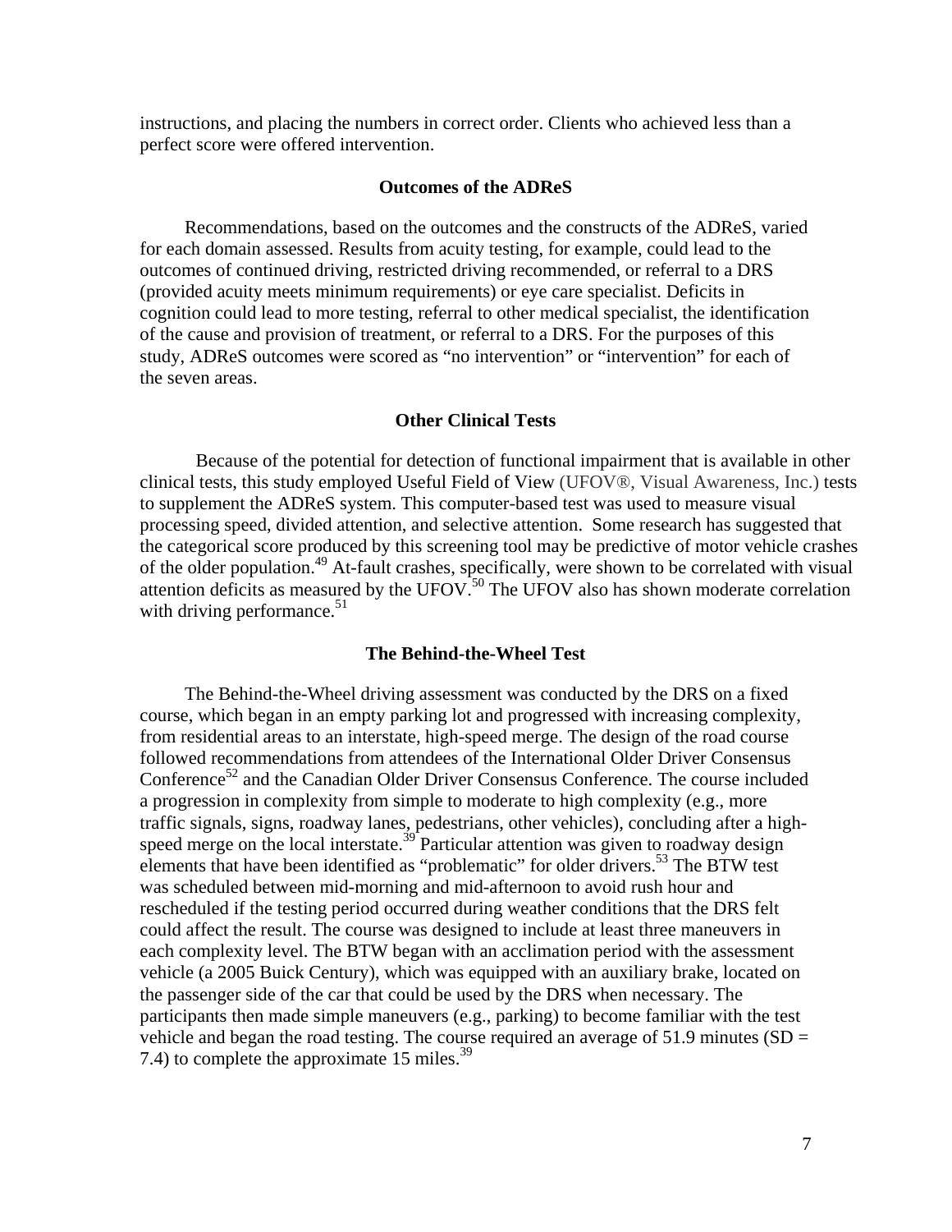instructions, and placing the numbers in correct order. Clients who achieved less than a perfect score were offered intervention.

### Outcomes of the ADReS

Recommendations, based on the outcomes and the constructs of the ADReS, varied for each domain assessed. Results from acuity testing, for example, could lead to the outcomes of continued driving, restricted driving recommended, or referral to a DRS (provided acuity meets minimum requirements) or eye care specialist. Deficits in cognition could lead to more testing, referral to other medical specialist, the identification of the cause and provision of treatment, or referral to a DRS. For the purposes of this study, ADReS outcomes were scored as "no intervention" or "intervention" for each of the seven areas.

### Other Clinical Tests

Because of the potential for detection of functional impairment that is available in other clinical tests, this study employed Useful Field of View (UFOV®, Visual Awareness, Inc.) tests to supplement the ADReS system. This computer-based test was used to measure visual processing speed, divided attention, and selective attention. Some research has suggested that the categorical score produced by this screening tool may be predictive of motor vehicle crashes of the older population.[49] At-fault crashes, specifically, were shown to be correlated with visual attention deficits as measured by the UFOV.[50] The UFOV also has shown moderate correlation with driving performance.[51]

### The Behind-the-Wheel Test

The Behind-the-Wheel driving assessment was conducted by the DRS on a fixed course, which began in an empty parking lot and progressed with increasing complexity, from residential areas to an interstate, high-speed merge. The design of the road course followed recommendations from attendees of the International Older Driver Consensus Conference[52] and the Canadian Older Driver Consensus Conference. The course included a progression in complexity from simple to moderate to high complexity (e.g., more traffic signals, signs, roadway lanes, pedestrians, other vehicles), concluding after a high-speed merge on the local interstate.[39] Particular attention was given to roadway design elements that have been identified as "problematic" for older drivers.[53] The BTW test was scheduled between mid-morning and mid-afternoon to avoid rush hour and rescheduled if the testing period occurred during weather conditions that the DRS felt could affect the result. The course was designed to include at least three maneuvers in each complexity level. The BTW began with an acclimation period with the assessment vehicle (a 2005 Buick Century), which was equipped with an auxiliary brake, located on the passenger side of the car that could be used by the DRS when necessary. The participants then made simple maneuvers (e.g., parking) to become familiar with the test vehicle and began the road testing. The course required an average of 51.9 minutes (SD = 7.4) to complete the approximate 15 miles.[39]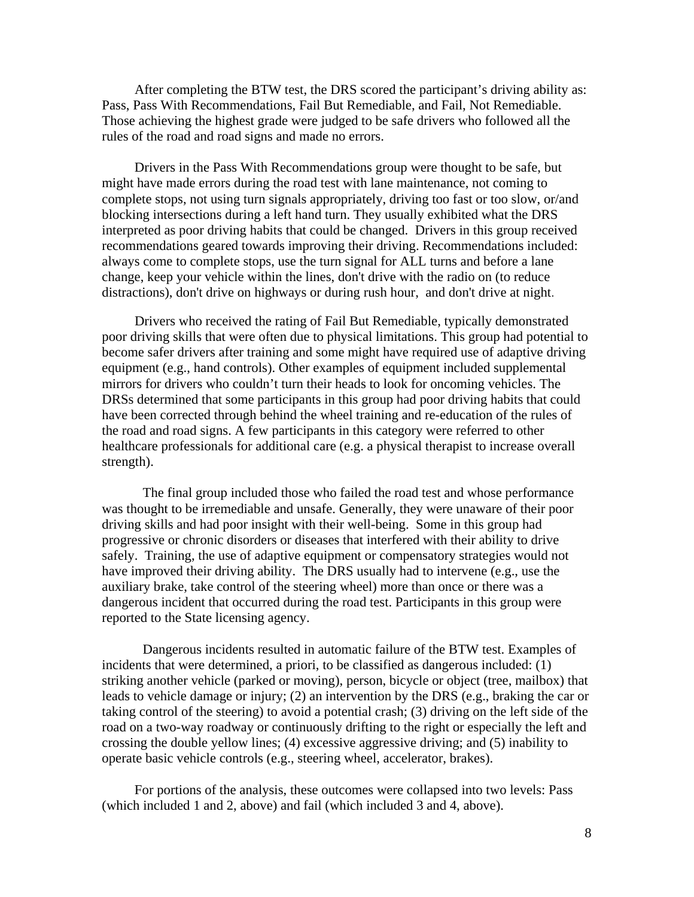After completing the BTW test, the DRS scored the participant's driving ability as: Pass, Pass With Recommendations, Fail But Remediable, and Fail, Not Remediable. Those achieving the highest grade were judged to be safe drivers who followed all the rules of the road and road signs and made no errors.

Drivers in the Pass With Recommendations group were thought to be safe, but might have made errors during the road test with lane maintenance, not coming to complete stops, not using turn signals appropriately, driving too fast or too slow, or/and blocking intersections during a left hand turn. They usually exhibited what the DRS interpreted as poor driving habits that could be changed. Drivers in this group received recommendations geared towards improving their driving. Recommendations included: always come to complete stops, use the turn signal for ALL turns and before a lane change, keep your vehicle within the lines, don't drive with the radio on (to reduce distractions), don't drive on highways or during rush hour, and don't drive at night.

Drivers who received the rating of Fail But Remediable, typically demonstrated poor driving skills that were often due to physical limitations. This group had potential to become safer drivers after training and some might have required use of adaptive driving equipment (e.g., hand controls). Other examples of equipment included supplemental mirrors for drivers who couldn't turn their heads to look for oncoming vehicles. The DRSs determined that some participants in this group had poor driving habits that could have been corrected through behind the wheel training and re-education of the rules of the road and road signs. A few participants in this category were referred to other healthcare professionals for additional care (e.g. a physical therapist to increase overall strength).

The final group included those who failed the road test and whose performance was thought to be irremediable and unsafe. Generally, they were unaware of their poor driving skills and had poor insight with their well-being. Some in this group had progressive or chronic disorders or diseases that interfered with their ability to drive safely. Training, the use of adaptive equipment or compensatory strategies would not have improved their driving ability. The DRS usually had to intervene (e.g., use the auxiliary brake, take control of the steering wheel) more than once or there was a dangerous incident that occurred during the road test. Participants in this group were reported to the State licensing agency.

Dangerous incidents resulted in automatic failure of the BTW test. Examples of incidents that were determined, a priori, to be classified as dangerous included: (1) striking another vehicle (parked or moving), person, bicycle or object (tree, mailbox) that leads to vehicle damage or injury; (2) an intervention by the DRS (e.g., braking the car or taking control of the steering) to avoid a potential crash; (3) driving on the left side of the road on a two-way roadway or continuously drifting to the right or especially the left and crossing the double yellow lines; (4) excessive aggressive driving; and (5) inability to operate basic vehicle controls (e.g., steering wheel, accelerator, brakes).

For portions of the analysis, these outcomes were collapsed into two levels: Pass (which included 1 and 2, above) and fail (which included 3 and 4, above).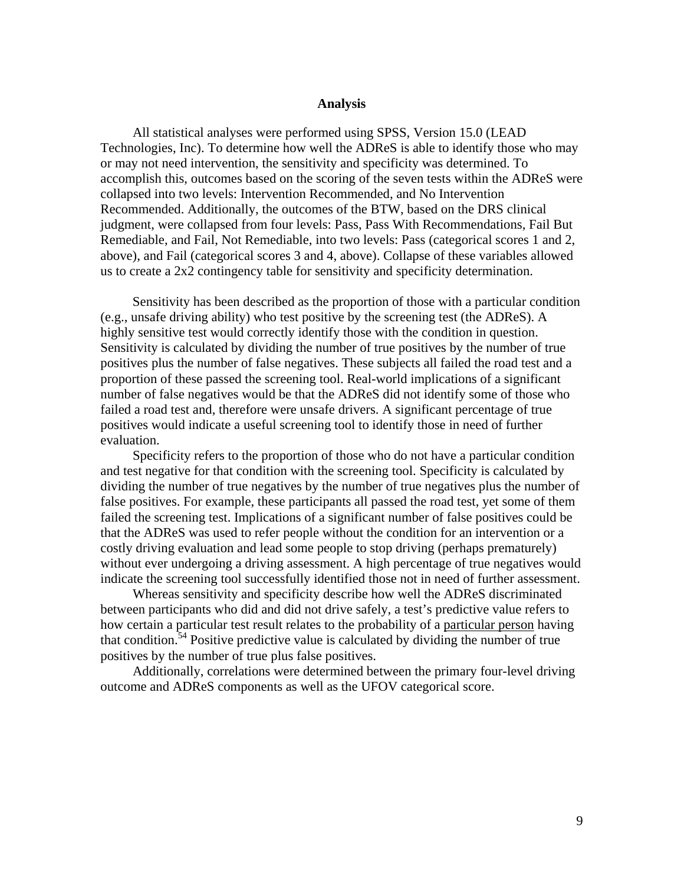## Analysis

All statistical analyses were performed using SPSS, Version 15.0 (LEAD Technologies, Inc). To determine how well the ADReS is able to identify those who may or may not need intervention, the sensitivity and specificity was determined. To accomplish this, outcomes based on the scoring of the seven tests within the ADReS were collapsed into two levels: Intervention Recommended, and No Intervention Recommended. Additionally, the outcomes of the BTW, based on the DRS clinical judgment, were collapsed from four levels: Pass, Pass With Recommendations, Fail But Remediable, and Fail, Not Remediable, into two levels: Pass (categorical scores 1 and 2, above), and Fail (categorical scores 3 and 4, above). Collapse of these variables allowed us to create a 2x2 contingency table for sensitivity and specificity determination.

Sensitivity has been described as the proportion of those with a particular condition (e.g., unsafe driving ability) who test positive by the screening test (the ADReS). A highly sensitive test would correctly identify those with the condition in question. Sensitivity is calculated by dividing the number of true positives by the number of true positives plus the number of false negatives. These subjects all failed the road test and a proportion of these passed the screening tool. Real-world implications of a significant number of false negatives would be that the ADReS did not identify some of those who failed a road test and, therefore were unsafe drivers. A significant percentage of true positives would indicate a useful screening tool to identify those in need of further evaluation.

Specificity refers to the proportion of those who do not have a particular condition and test negative for that condition with the screening tool. Specificity is calculated by dividing the number of true negatives by the number of true negatives plus the number of false positives. For example, these participants all passed the road test, yet some of them failed the screening test. Implications of a significant number of false positives could be that the ADReS was used to refer people without the condition for an intervention or a costly driving evaluation and lead some people to stop driving (perhaps prematurely) without ever undergoing a driving assessment. A high percentage of true negatives would indicate the screening tool successfully identified those not in need of further assessment.

Whereas sensitivity and specificity describe how well the ADReS discriminated between participants who did and did not drive safely, a test's predictive value refers to how certain a particular test result relates to the probability of a particular person having that condition.[54] Positive predictive value is calculated by dividing the number of true positives by the number of true plus false positives.

Additionally, correlations were determined between the primary four-level driving outcome and ADReS components as well as the UFOV categorical score.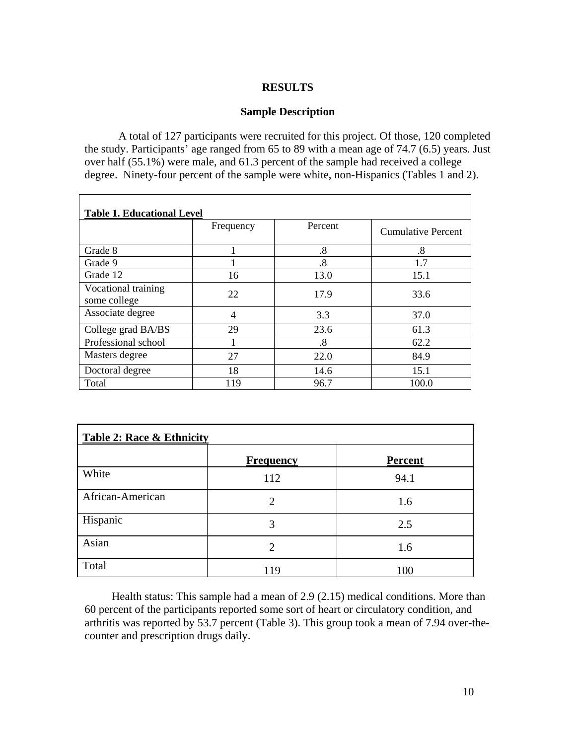## RESULTS

### Sample Description

A total of 127 participants were recruited for this project. Of those, 120 completed the study. Participants' age ranged from 65 to 89 with a mean age of 74.7 (6.5) years. Just over half (55.1%) were male, and 61.3 percent of the sample had received a college degree. Ninety-four percent of the sample were white, non-Hispanics (Tables 1 and 2).

**Table 1. Educational Level**

| | Frequency | Percent | Cumulative Percent |
|---|---|---|---|
| Grade 8 | 1 | .8 | .8 |
| Grade 9 | 1 | .8 | 1.7 |
| Grade 12 | 16 | 13.0 | 15.1 |
| Vocational training some college | 22 | 17.9 | 33.6 |
| Associate degree | 4 | 3.3 | 37.0 |
| College grad BA/BS | 29 | 23.6 | 61.3 |
| Professional school | 1 | .8 | 62.2 |
| Masters degree | 27 | 22.0 | 84.9 |
| Doctoral degree | 18 | 14.6 | 15.1 |
| Total | 119 | 96.7 | 100.0 |

**Table 2: Race & Ethnicity**

| | Frequency | Percent |
|---|---|---|
| White | 112 | 94.1 |
| African-American | 2 | 1.6 |
| Hispanic | 3 | 2.5 |
| Asian | 2 | 1.6 |
| Total | 119 | 100 |

Health status: This sample had a mean of 2.9 (2.15) medical conditions. More than 60 percent of the participants reported some sort of heart or circulatory condition, and arthritis was reported by 53.7 percent (Table 3). This group took a mean of 7.94 over-the-counter and prescription drugs daily.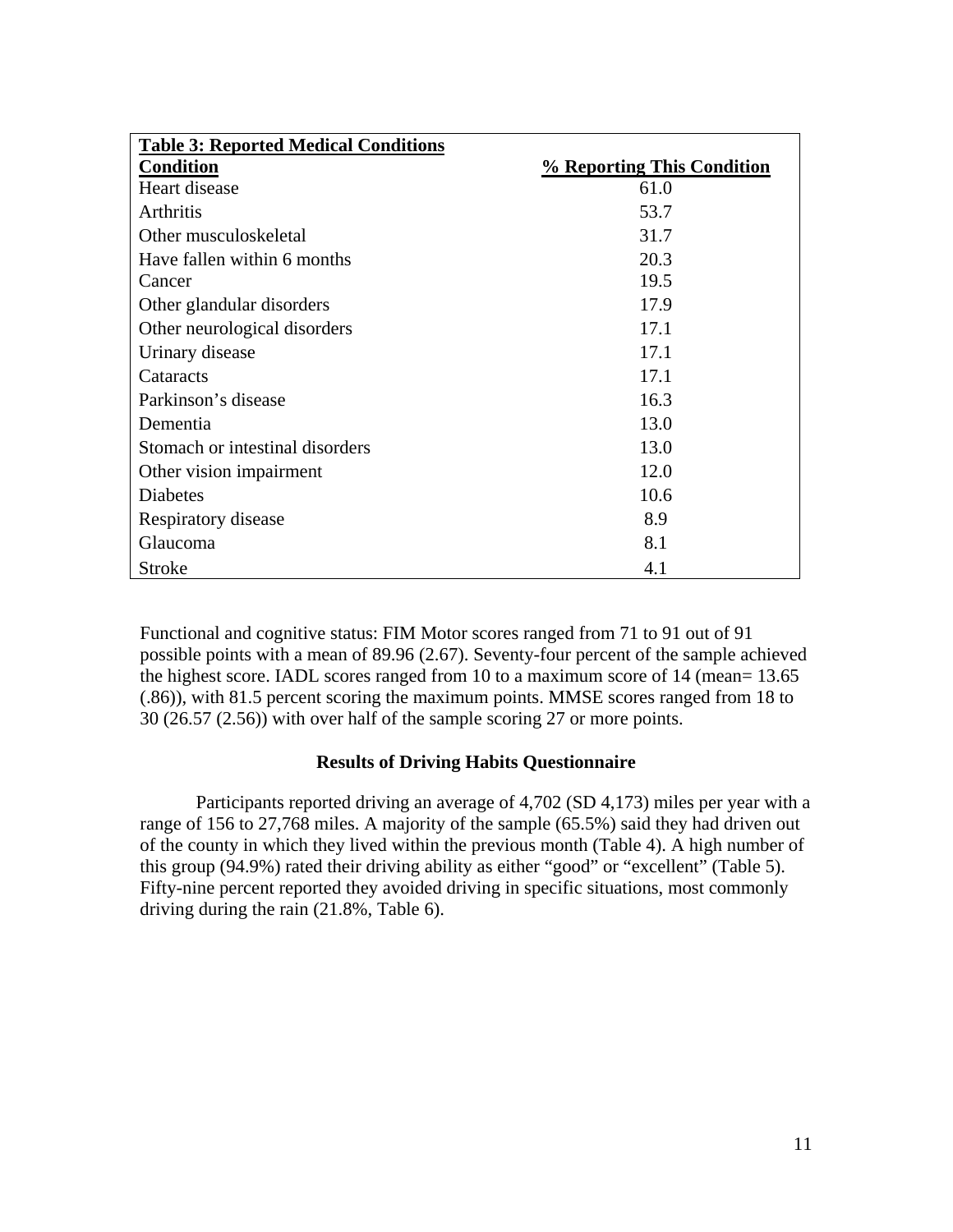**Table 3: Reported Medical Conditions**

| Condition | % Reporting This Condition |
|---|---|
| Heart disease | 61.0 |
| Arthritis | 53.7 |
| Other musculoskeletal | 31.7 |
| Have fallen within 6 months | 20.3 |
| Cancer | 19.5 |
| Other glandular disorders | 17.9 |
| Other neurological disorders | 17.1 |
| Urinary disease | 17.1 |
| Cataracts | 17.1 |
| Parkinson's disease | 16.3 |
| Dementia | 13.0 |
| Stomach or intestinal disorders | 13.0 |
| Other vision impairment | 12.0 |
| Diabetes | 10.6 |
| Respiratory disease | 8.9 |
| Glaucoma | 8.1 |
| Stroke | 4.1 |

Functional and cognitive status: FIM Motor scores ranged from 71 to 91 out of 91 possible points with a mean of 89.96 (2.67). Seventy-four percent of the sample achieved the highest score. IADL scores ranged from 10 to a maximum score of 14 (mean= 13.65 (.86)), with 81.5 percent scoring the maximum points. MMSE scores ranged from 18 to 30 (26.57 (2.56)) with over half of the sample scoring 27 or more points.

### Results of Driving Habits Questionnaire

Participants reported driving an average of 4,702 (SD 4,173) miles per year with a range of 156 to 27,768 miles. A majority of the sample (65.5%) said they had driven out of the county in which they lived within the previous month (Table 4). A high number of this group (94.9%) rated their driving ability as either "good" or "excellent" (Table 5). Fifty-nine percent reported they avoided driving in specific situations, most commonly driving during the rain (21.8%, Table 6).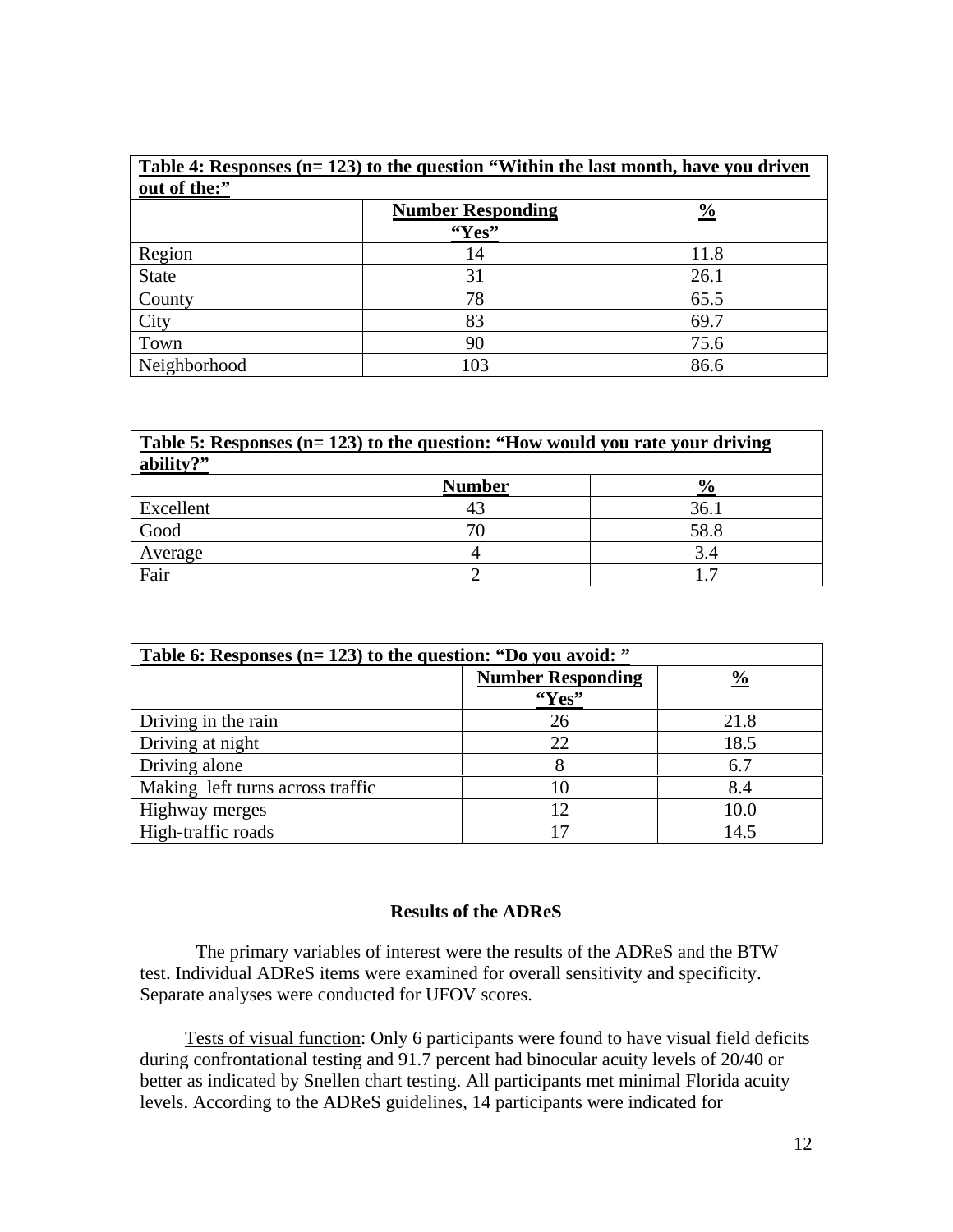| **Table 4: Responses (n= 123) to the question "Within the last month, have you driven out of the:"** | | |
|---|---|---|
| | **Number Responding "Yes"** | **%** |
| Region | 14 | 11.8 |
| State | 31 | 26.1 |
| County | 78 | 65.5 |
| City | 83 | 69.7 |
| Town | 90 | 75.6 |
| Neighborhood | 103 | 86.6 |

| **Table 5: Responses (n= 123) to the question: "How would you rate your driving ability?"** | | |
|---|---|---|
| | **Number** | **%** |
| Excellent | 43 | 36.1 |
| Good | 70 | 58.8 |
| Average | 4 | 3.4 |
| Fair | 2 | 1.7 |

| **Table 6: Responses (n= 123) to the question: "Do you avoid: "** | | |
|---|---|---|
| | **Number Responding "Yes"** | **%** |
| Driving in the rain | 26 | 21.8 |
| Driving at night | 22 | 18.5 |
| Driving alone | 8 | 6.7 |
| Making left turns across traffic | 10 | 8.4 |
| Highway merges | 12 | 10.0 |
| High-traffic roads | 17 | 14.5 |

### Results of the ADReS

The primary variables of interest were the results of the ADReS and the BTW test. Individual ADReS items were examined for overall sensitivity and specificity. Separate analyses were conducted for UFOV scores.

Tests of visual function: Only 6 participants were found to have visual field deficits during confrontational testing and 91.7 percent had binocular acuity levels of 20/40 or better as indicated by Snellen chart testing. All participants met minimal Florida acuity levels. According to the ADReS guidelines, 14 participants were indicated for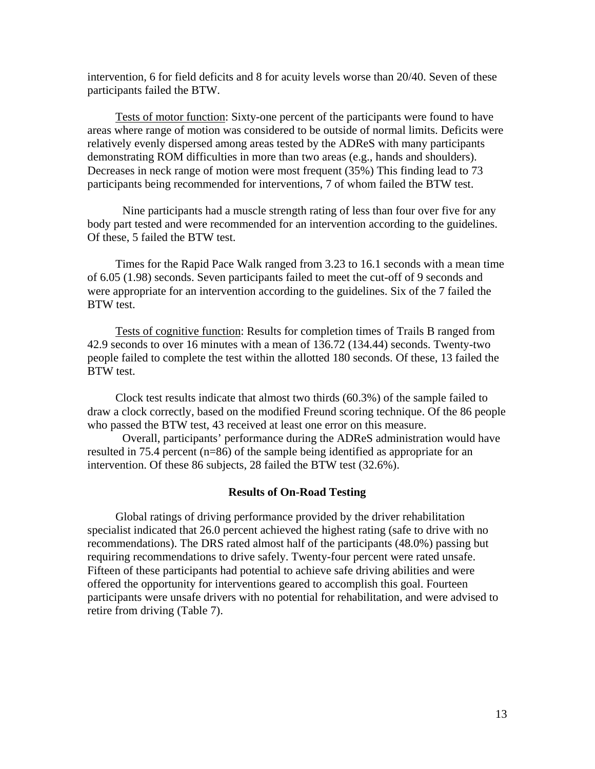intervention, 6 for field deficits and 8 for acuity levels worse than 20/40. Seven of these participants failed the BTW.

Tests of motor function: Sixty-one percent of the participants were found to have areas where range of motion was considered to be outside of normal limits. Deficits were relatively evenly dispersed among areas tested by the ADReS with many participants demonstrating ROM difficulties in more than two areas (e.g., hands and shoulders). Decreases in neck range of motion were most frequent (35%) This finding lead to 73 participants being recommended for interventions, 7 of whom failed the BTW test.

Nine participants had a muscle strength rating of less than four over five for any body part tested and were recommended for an intervention according to the guidelines. Of these, 5 failed the BTW test.

Times for the Rapid Pace Walk ranged from 3.23 to 16.1 seconds with a mean time of 6.05 (1.98) seconds. Seven participants failed to meet the cut-off of 9 seconds and were appropriate for an intervention according to the guidelines. Six of the 7 failed the BTW test.

Tests of cognitive function: Results for completion times of Trails B ranged from 42.9 seconds to over 16 minutes with a mean of 136.72 (134.44) seconds. Twenty-two people failed to complete the test within the allotted 180 seconds. Of these, 13 failed the BTW test.

Clock test results indicate that almost two thirds (60.3%) of the sample failed to draw a clock correctly, based on the modified Freund scoring technique. Of the 86 people who passed the BTW test, 43 received at least one error on this measure.

Overall, participants' performance during the ADReS administration would have resulted in 75.4 percent (n=86) of the sample being identified as appropriate for an intervention. Of these 86 subjects, 28 failed the BTW test (32.6%).

### Results of On-Road Testing

Global ratings of driving performance provided by the driver rehabilitation specialist indicated that 26.0 percent achieved the highest rating (safe to drive with no recommendations). The DRS rated almost half of the participants (48.0%) passing but requiring recommendations to drive safely. Twenty-four percent were rated unsafe. Fifteen of these participants had potential to achieve safe driving abilities and were offered the opportunity for interventions geared to accomplish this goal. Fourteen participants were unsafe drivers with no potential for rehabilitation, and were advised to retire from driving (Table 7).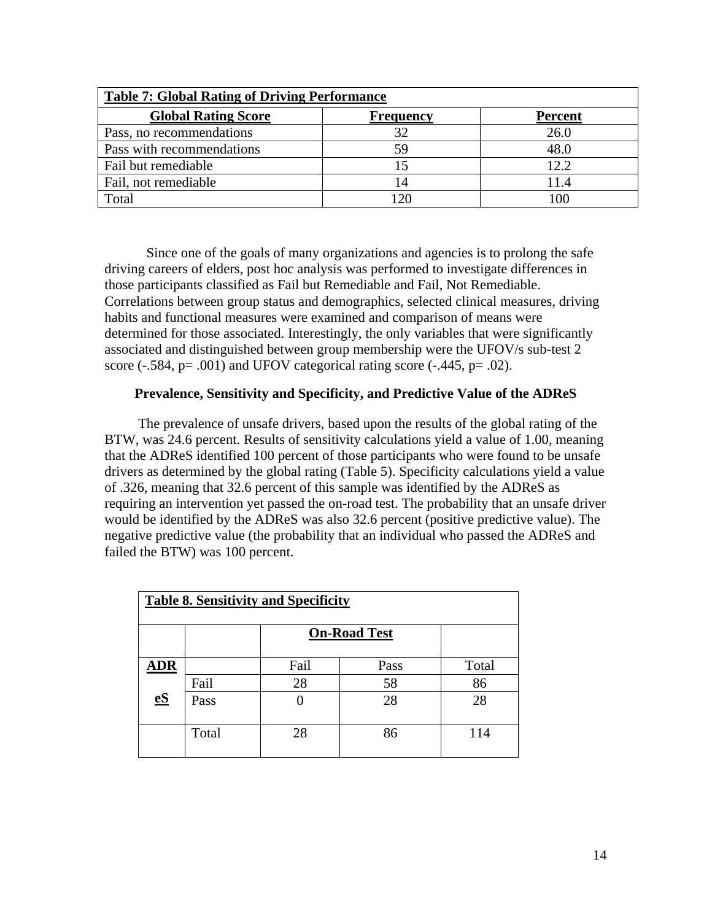| Table 7: Global Rating of Driving Performance | | |
|---|---|---|
| **Global Rating Score** | **Frequency** | **Percent** |
| Pass, no recommendations | 32 | 26.0 |
| Pass with recommendations | 59 | 48.0 |
| Fail but remediable | 15 | 12.2 |
| Fail, not remediable | 14 | 11.4 |
| Total | 120 | 100 |

Since one of the goals of many organizations and agencies is to prolong the safe driving careers of elders, post hoc analysis was performed to investigate differences in those participants classified as Fail but Remediable and Fail, Not Remediable. Correlations between group status and demographics, selected clinical measures, driving habits and functional measures were examined and comparison of means were determined for those associated. Interestingly, the only variables that were significantly associated and distinguished between group membership were the UFOV/s sub-test 2 score (-.584, $p = .001$) and UFOV categorical rating score (-.445, $p = .02$).

**Prevalence, Sensitivity and Specificity, and Predictive Value of the ADReS**

The prevalence of unsafe drivers, based upon the results of the global rating of the BTW, was 24.6 percent. Results of sensitivity calculations yield a value of 1.00, meaning that the ADReS identified 100 percent of those participants who were found to be unsafe drivers as determined by the global rating (Table 5). Specificity calculations yield a value of .326, meaning that 32.6 percent of this sample was identified by the ADReS as requiring an intervention yet passed the on-road test. The probability that an unsafe driver would be identified by the ADReS was also 32.6 percent (positive predictive value). The negative predictive value (the probability that an individual who passed the ADReS and failed the BTW) was 100 percent.

| Table 8. Sensitivity and Specificity | | | | |
|---|---|---|---|---|
| | | **On-Road Test** | | |
| **ADReS** | | Fail | Pass | Total |
| | Fail | 28 | 58 | 86 |
| | Pass | 0 | 28 | 28 |
| | Total | 28 | 86 | 114 |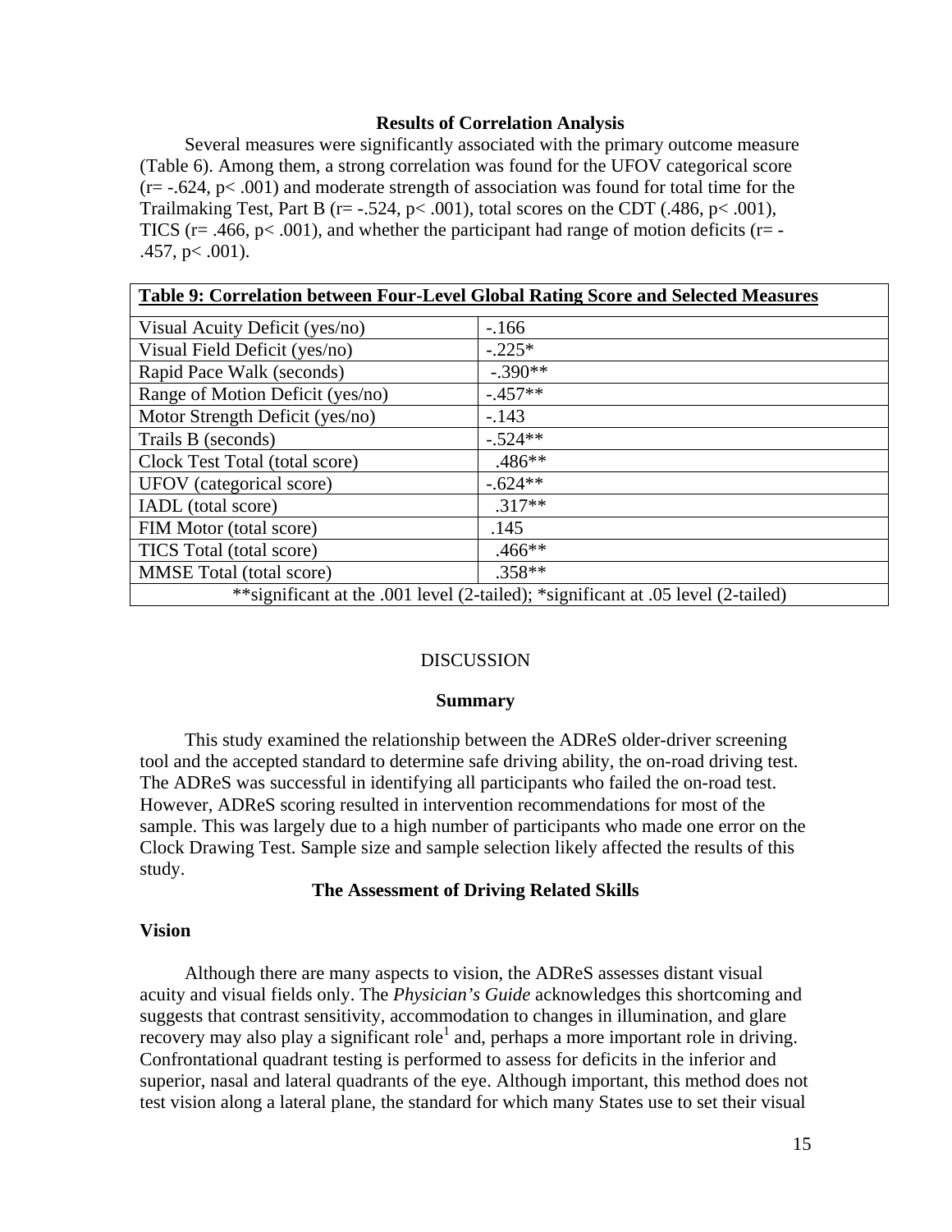### Results of Correlation Analysis

Several measures were significantly associated with the primary outcome measure (Table 6). Among them, a strong correlation was found for the UFOV categorical score ($r = -.624$, $p < .001$) and moderate strength of association was found for total time for the Trailmaking Test, Part B ($r = -.524$, $p < .001$), total scores on the CDT (.486, $p < .001$), TICS ($r = .466$, $p < .001$), and whether the participant had range of motion deficits ($r = -.457$, $p < .001$).

| Table 9: Correlation between Four-Level Global Rating Score and Selected Measures | |
|---|---|
| Visual Acuity Deficit (yes/no) | -.166 |
| Visual Field Deficit (yes/no) | -.225* |
| Rapid Pace Walk (seconds) | -.390** |
| Range of Motion Deficit (yes/no) | -.457** |
| Motor Strength Deficit (yes/no) | -.143 |
| Trails B (seconds) | -.524** |
| Clock Test Total (total score) | .486** |
| UFOV (categorical score) | -.624** |
| IADL (total score) | .317** |
| FIM Motor (total score) | .145 |
| TICS Total (total score) | .466** |
| MMSE Total (total score) | .358** |
| **significant at the .001 level (2-tailed); *significant at .05 level (2-tailed) | |

## DISCUSSION

### Summary

This study examined the relationship between the ADReS older-driver screening tool and the accepted standard to determine safe driving ability, the on-road driving test. The ADReS was successful in identifying all participants who failed the on-road test. However, ADReS scoring resulted in intervention recommendations for most of the sample. This was largely due to a high number of participants who made one error on the Clock Drawing Test. Sample size and sample selection likely affected the results of this study.

### The Assessment of Driving Related Skills

#### Vision

Although there are many aspects to vision, the ADReS assesses distant visual acuity and visual fields only. The *Physician's Guide* acknowledges this shortcoming and suggests that contrast sensitivity, accommodation to changes in illumination, and glare recovery may also play a significant role[1] and, perhaps a more important role in driving. Confrontational quadrant testing is performed to assess for deficits in the inferior and superior, nasal and lateral quadrants of the eye. Although important, this method does not test vision along a lateral plane, the standard for which many States use to set their visual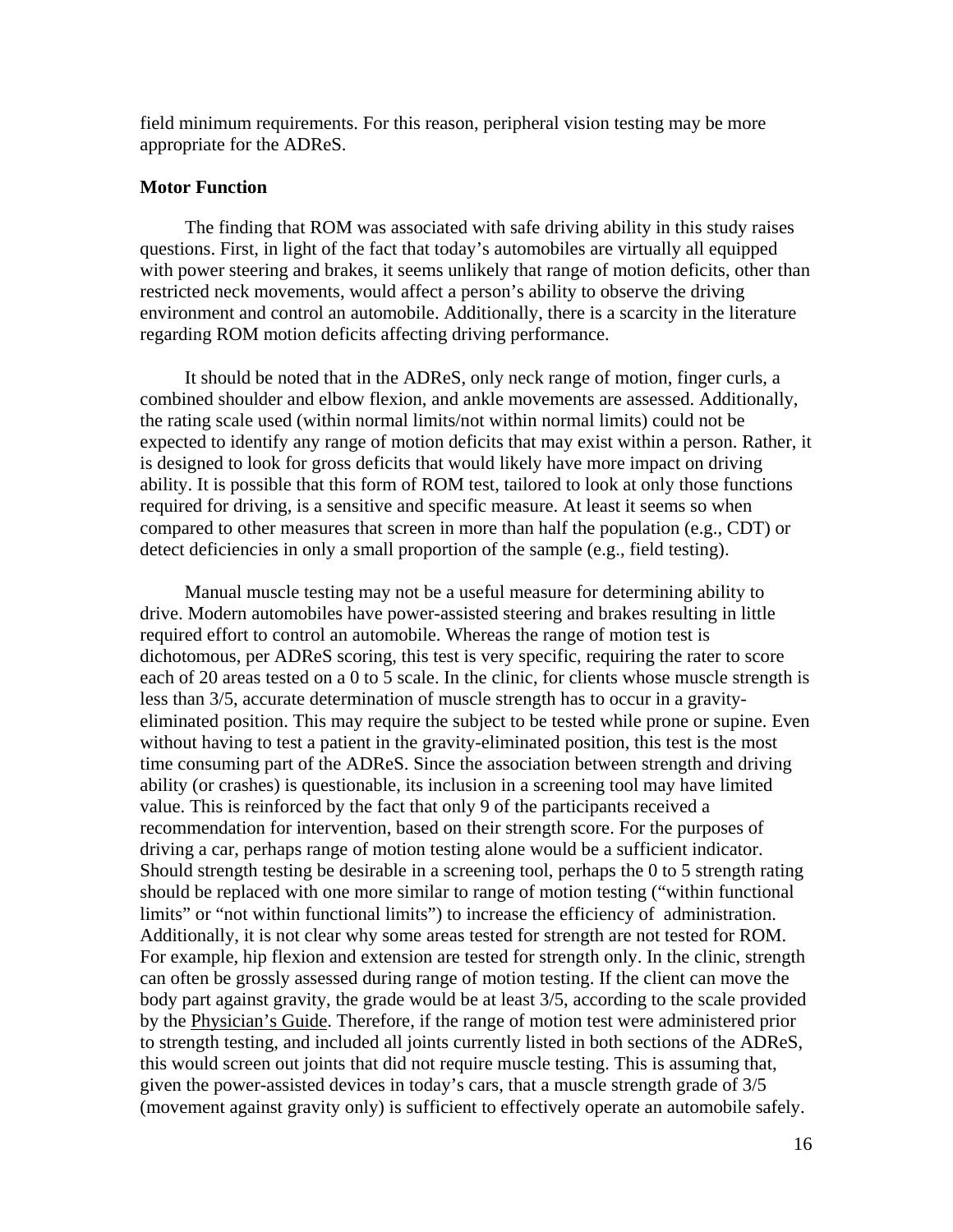field minimum requirements. For this reason, peripheral vision testing may be more appropriate for the ADReS.

**Motor Function**

The finding that ROM was associated with safe driving ability in this study raises questions. First, in light of the fact that today's automobiles are virtually all equipped with power steering and brakes, it seems unlikely that range of motion deficits, other than restricted neck movements, would affect a person's ability to observe the driving environment and control an automobile. Additionally, there is a scarcity in the literature regarding ROM motion deficits affecting driving performance.

It should be noted that in the ADReS, only neck range of motion, finger curls, a combined shoulder and elbow flexion, and ankle movements are assessed. Additionally, the rating scale used (within normal limits/not within normal limits) could not be expected to identify any range of motion deficits that may exist within a person. Rather, it is designed to look for gross deficits that would likely have more impact on driving ability. It is possible that this form of ROM test, tailored to look at only those functions required for driving, is a sensitive and specific measure. At least it seems so when compared to other measures that screen in more than half the population (e.g., CDT) or detect deficiencies in only a small proportion of the sample (e.g., field testing).

Manual muscle testing may not be a useful measure for determining ability to drive. Modern automobiles have power-assisted steering and brakes resulting in little required effort to control an automobile. Whereas the range of motion test is dichotomous, per ADReS scoring, this test is very specific, requiring the rater to score each of 20 areas tested on a 0 to 5 scale. In the clinic, for clients whose muscle strength is less than 3/5, accurate determination of muscle strength has to occur in a gravity-eliminated position. This may require the subject to be tested while prone or supine. Even without having to test a patient in the gravity-eliminated position, this test is the most time consuming part of the ADReS. Since the association between strength and driving ability (or crashes) is questionable, its inclusion in a screening tool may have limited value. This is reinforced by the fact that only 9 of the participants received a recommendation for intervention, based on their strength score. For the purposes of driving a car, perhaps range of motion testing alone would be a sufficient indicator. Should strength testing be desirable in a screening tool, perhaps the 0 to 5 strength rating should be replaced with one more similar to range of motion testing ("within functional limits" or "not within functional limits") to increase the efficiency of administration. Additionally, it is not clear why some areas tested for strength are not tested for ROM. For example, hip flexion and extension are tested for strength only. In the clinic, strength can often be grossly assessed during range of motion testing. If the client can move the body part against gravity, the grade would be at least 3/5, according to the scale provided by the Physician's Guide. Therefore, if the range of motion test were administered prior to strength testing, and included all joints currently listed in both sections of the ADReS, this would screen out joints that did not require muscle testing. This is assuming that, given the power-assisted devices in today's cars, that a muscle strength grade of 3/5 (movement against gravity only) is sufficient to effectively operate an automobile safely.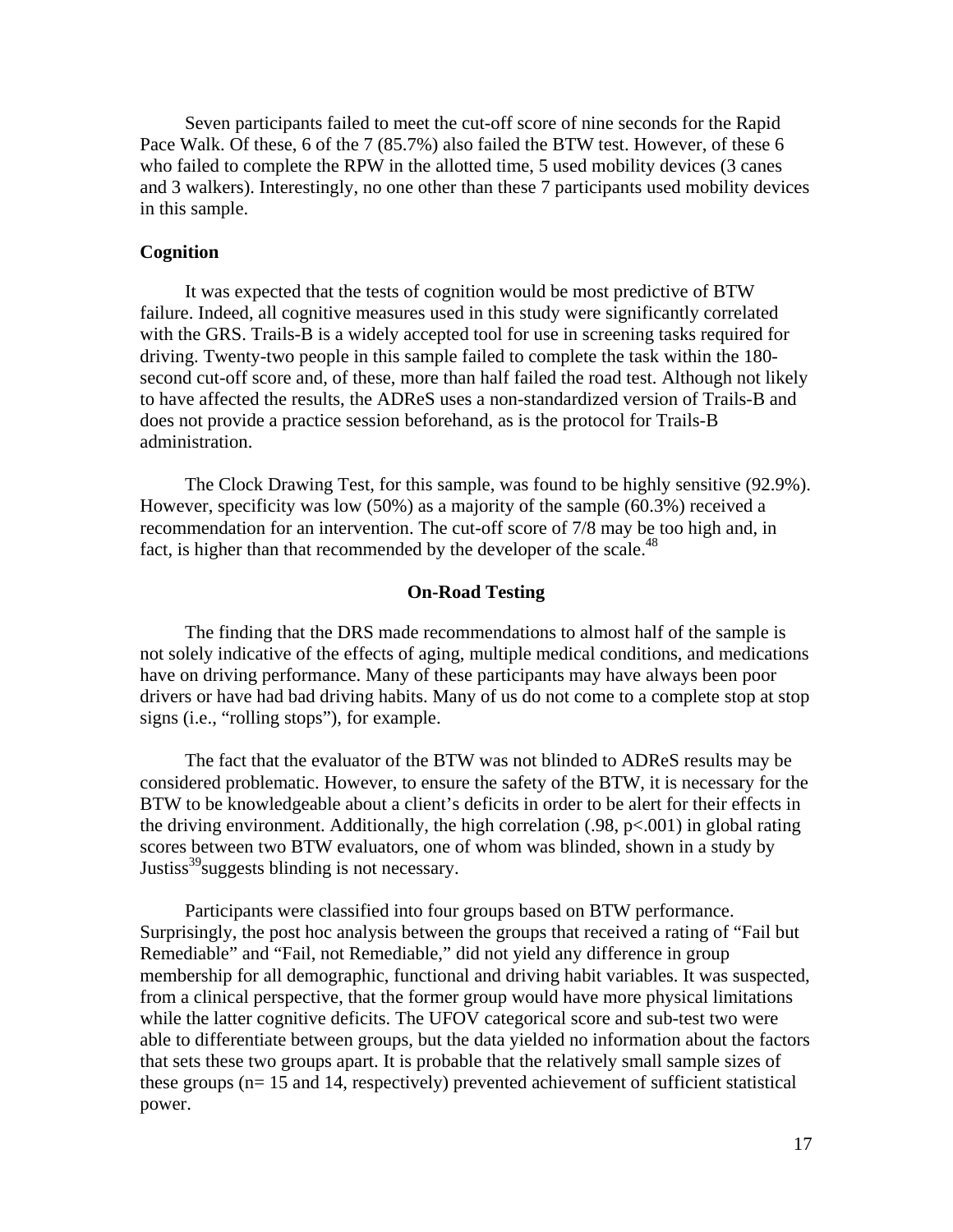Seven participants failed to meet the cut-off score of nine seconds for the Rapid Pace Walk. Of these, 6 of the 7 (85.7%) also failed the BTW test. However, of these 6 who failed to complete the RPW in the allotted time, 5 used mobility devices (3 canes and 3 walkers). Interestingly, no one other than these 7 participants used mobility devices in this sample.

### Cognition

It was expected that the tests of cognition would be most predictive of BTW failure. Indeed, all cognitive measures used in this study were significantly correlated with the GRS. Trails-B is a widely accepted tool for use in screening tasks required for driving. Twenty-two people in this sample failed to complete the task within the 180-second cut-off score and, of these, more than half failed the road test. Although not likely to have affected the results, the ADReS uses a non-standardized version of Trails-B and does not provide a practice session beforehand, as is the protocol for Trails-B administration.

The Clock Drawing Test, for this sample, was found to be highly sensitive (92.9%). However, specificity was low (50%) as a majority of the sample (60.3%) received a recommendation for an intervention. The cut-off score of 7/8 may be too high and, in fact, is higher than that recommended by the developer of the scale.[48]

## On-Road Testing

The finding that the DRS made recommendations to almost half of the sample is not solely indicative of the effects of aging, multiple medical conditions, and medications have on driving performance. Many of these participants may have always been poor drivers or have had bad driving habits. Many of us do not come to a complete stop at stop signs (i.e., "rolling stops"), for example.

The fact that the evaluator of the BTW was not blinded to ADReS results may be considered problematic. However, to ensure the safety of the BTW, it is necessary for the BTW to be knowledgeable about a client's deficits in order to be alert for their effects in the driving environment. Additionally, the high correlation (.98, $p<.001$) in global rating scores between two BTW evaluators, one of whom was blinded, shown in a study by Justiss[39]suggests blinding is not necessary.

Participants were classified into four groups based on BTW performance. Surprisingly, the post hoc analysis between the groups that received a rating of "Fail but Remediable" and "Fail, not Remediable," did not yield any difference in group membership for all demographic, functional and driving habit variables. It was suspected, from a clinical perspective, that the former group would have more physical limitations while the latter cognitive deficits. The UFOV categorical score and sub-test two were able to differentiate between groups, but the data yielded no information about the factors that sets these two groups apart. It is probable that the relatively small sample sizes of these groups (n= 15 and 14, respectively) prevented achievement of sufficient statistical power.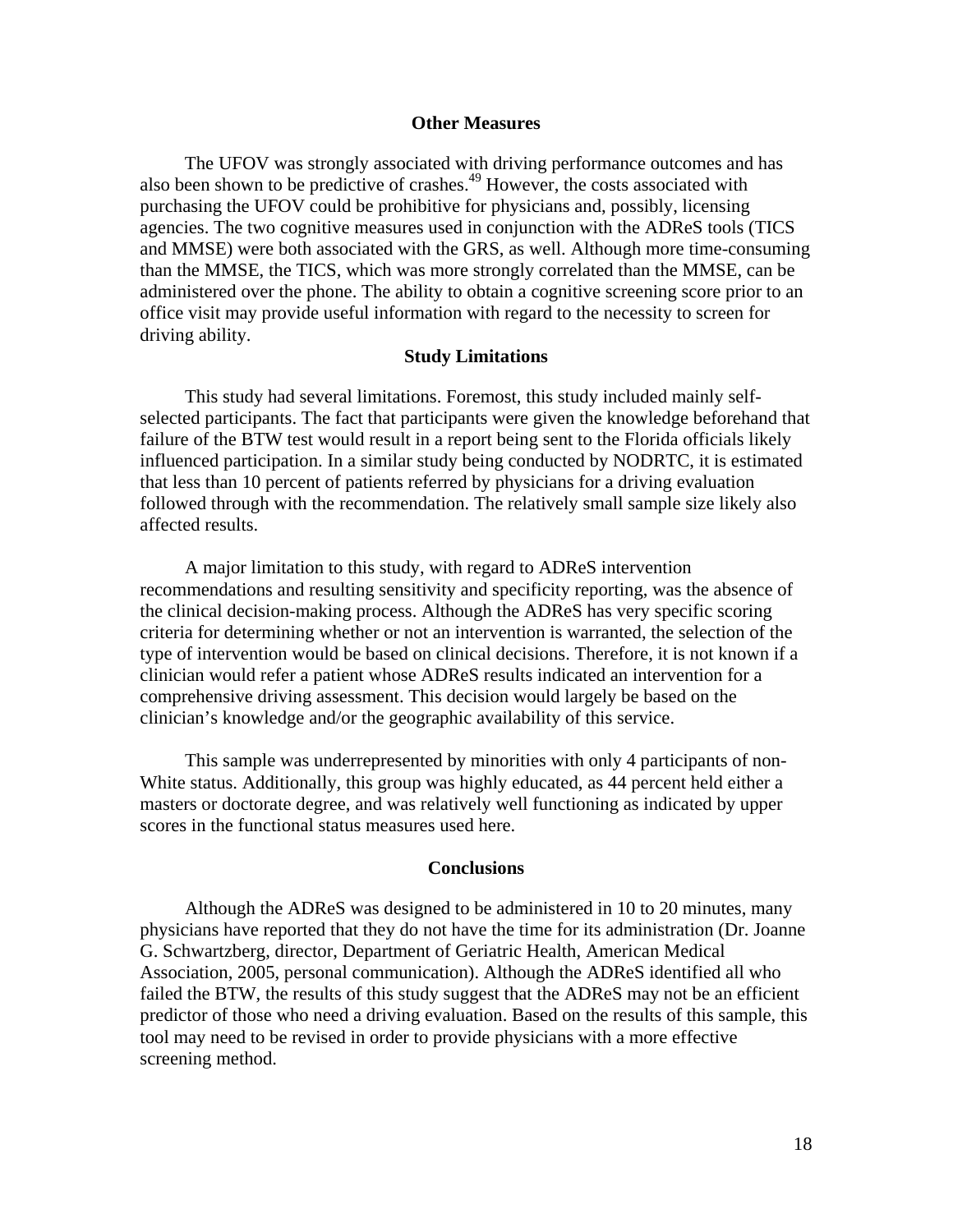## Other Measures

The UFOV was strongly associated with driving performance outcomes and has also been shown to be predictive of crashes.[49] However, the costs associated with purchasing the UFOV could be prohibitive for physicians and, possibly, licensing agencies. The two cognitive measures used in conjunction with the ADReS tools (TICS and MMSE) were both associated with the GRS, as well. Although more time-consuming than the MMSE, the TICS, which was more strongly correlated than the MMSE, can be administered over the phone. The ability to obtain a cognitive screening score prior to an office visit may provide useful information with regard to the necessity to screen for driving ability.

## Study Limitations

This study had several limitations. Foremost, this study included mainly self-selected participants. The fact that participants were given the knowledge beforehand that failure of the BTW test would result in a report being sent to the Florida officials likely influenced participation. In a similar study being conducted by NODRTC, it is estimated that less than 10 percent of patients referred by physicians for a driving evaluation followed through with the recommendation. The relatively small sample size likely also affected results.

A major limitation to this study, with regard to ADReS intervention recommendations and resulting sensitivity and specificity reporting, was the absence of the clinical decision-making process. Although the ADReS has very specific scoring criteria for determining whether or not an intervention is warranted, the selection of the type of intervention would be based on clinical decisions. Therefore, it is not known if a clinician would refer a patient whose ADReS results indicated an intervention for a comprehensive driving assessment. This decision would largely be based on the clinician's knowledge and/or the geographic availability of this service.

This sample was underrepresented by minorities with only 4 participants of non-White status. Additionally, this group was highly educated, as 44 percent held either a masters or doctorate degree, and was relatively well functioning as indicated by upper scores in the functional status measures used here.

## Conclusions

Although the ADReS was designed to be administered in 10 to 20 minutes, many physicians have reported that they do not have the time for its administration (Dr. Joanne G. Schwartzberg, director, Department of Geriatric Health, American Medical Association, 2005, personal communication). Although the ADReS identified all who failed the BTW, the results of this study suggest that the ADReS may not be an efficient predictor of those who need a driving evaluation. Based on the results of this sample, this tool may need to be revised in order to provide physicians with a more effective screening method.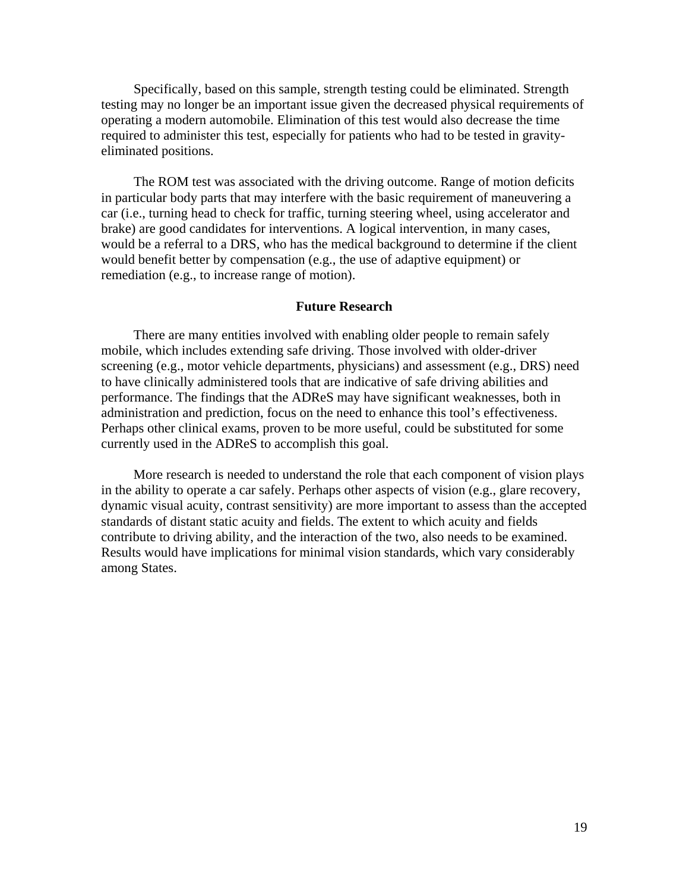Specifically, based on this sample, strength testing could be eliminated. Strength testing may no longer be an important issue given the decreased physical requirements of operating a modern automobile. Elimination of this test would also decrease the time required to administer this test, especially for patients who had to be tested in gravity-eliminated positions.

The ROM test was associated with the driving outcome. Range of motion deficits in particular body parts that may interfere with the basic requirement of maneuvering a car (i.e., turning head to check for traffic, turning steering wheel, using accelerator and brake) are good candidates for interventions. A logical intervention, in many cases, would be a referral to a DRS, who has the medical background to determine if the client would benefit better by compensation (e.g., the use of adaptive equipment) or remediation (e.g., to increase range of motion).

## Future Research

There are many entities involved with enabling older people to remain safely mobile, which includes extending safe driving. Those involved with older-driver screening (e.g., motor vehicle departments, physicians) and assessment (e.g., DRS) need to have clinically administered tools that are indicative of safe driving abilities and performance. The findings that the ADReS may have significant weaknesses, both in administration and prediction, focus on the need to enhance this tool's effectiveness. Perhaps other clinical exams, proven to be more useful, could be substituted for some currently used in the ADReS to accomplish this goal.

More research is needed to understand the role that each component of vision plays in the ability to operate a car safely. Perhaps other aspects of vision (e.g., glare recovery, dynamic visual acuity, contrast sensitivity) are more important to assess than the accepted standards of distant static acuity and fields. The extent to which acuity and fields contribute to driving ability, and the interaction of the two, also needs to be examined. Results would have implications for minimal vision standards, which vary considerably among States.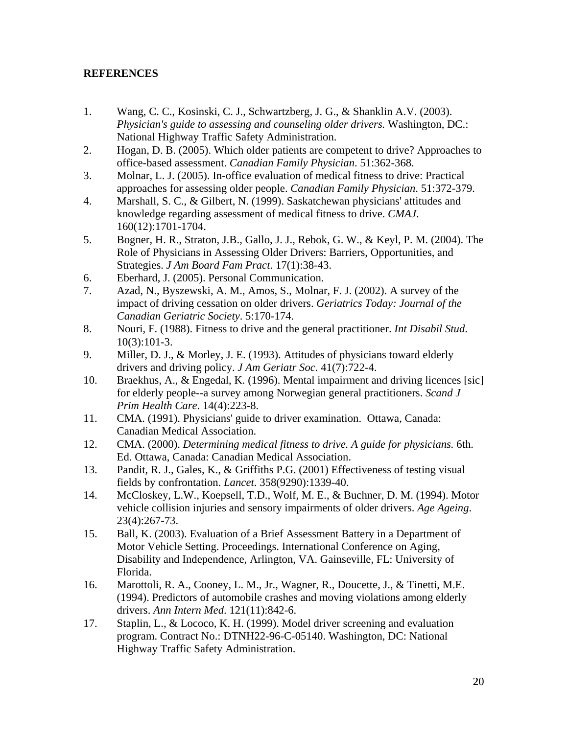**REFERENCES**

1. Wang, C. C., Kosinski, C. J., Schwartzberg, J. G., & Shanklin A.V. (2003). *Physician's guide to assessing and counseling older drivers.* Washington, DC.: National Highway Traffic Safety Administration.
2. Hogan, D. B. (2005). Which older patients are competent to drive? Approaches to office-based assessment. *Canadian Family Physician*. 51:362-368.
3. Molnar, L. J. (2005). In-office evaluation of medical fitness to drive: Practical approaches for assessing older people. *Canadian Family Physician*. 51:372-379.
4. Marshall, S. C., & Gilbert, N. (1999). Saskatchewan physicians' attitudes and knowledge regarding assessment of medical fitness to drive. *CMAJ*. 160(12):1701-1704.
5. Bogner, H. R., Straton, J.B., Gallo, J. J., Rebok, G. W., & Keyl, P. M. (2004). The Role of Physicians in Assessing Older Drivers: Barriers, Opportunities, and Strategies. *J Am Board Fam Pract*. 17(1):38-43.
6. Eberhard, J. (2005). Personal Communication.
7. Azad, N., Byszewski, A. M., Amos, S., Molnar, F. J. (2002). A survey of the impact of driving cessation on older drivers. *Geriatrics Today: Journal of the Canadian Geriatric Society*. 5:170-174.
8. Nouri, F. (1988). Fitness to drive and the general practitioner. *Int Disabil Stud*. 10(3):101-3.
9. Miller, D. J., & Morley, J. E. (1993). Attitudes of physicians toward elderly drivers and driving policy. *J Am Geriatr Soc*. 41(7):722-4.
10. Braekhus, A., & Engedal, K. (1996). Mental impairment and driving licences [sic] for elderly people--a survey among Norwegian general practitioners. *Scand J Prim Health Care*. 14(4):223-8.
11. CMA. (1991). Physicians' guide to driver examination. Ottawa, Canada: Canadian Medical Association.
12. CMA. (2000). *Determining medical fitness to drive. A guide for physicians.* 6th. Ed. Ottawa, Canada: Canadian Medical Association.
13. Pandit, R. J., Gales, K., & Griffiths P.G. (2001) Effectiveness of testing visual fields by confrontation. *Lancet*. 358(9290):1339-40.
14. McCloskey, L.W., Koepsell, T.D., Wolf, M. E., & Buchner, D. M. (1994). Motor vehicle collision injuries and sensory impairments of older drivers. *Age Ageing*. 23(4):267-73.
15. Ball, K. (2003). Evaluation of a Brief Assessment Battery in a Department of Motor Vehicle Setting. Proceedings. International Conference on Aging, Disability and Independence, Arlington, VA. Gainseville, FL: University of Florida.
16. Marottoli, R. A., Cooney, L. M., Jr., Wagner, R., Doucette, J., & Tinetti, M.E. (1994). Predictors of automobile crashes and moving violations among elderly drivers. *Ann Intern Med*. 121(11):842-6.
17. Staplin, L., & Lococo, K. H. (1999). Model driver screening and evaluation program. Contract No.: DTNH22-96-C-05140. Washington, DC: National Highway Traffic Safety Administration.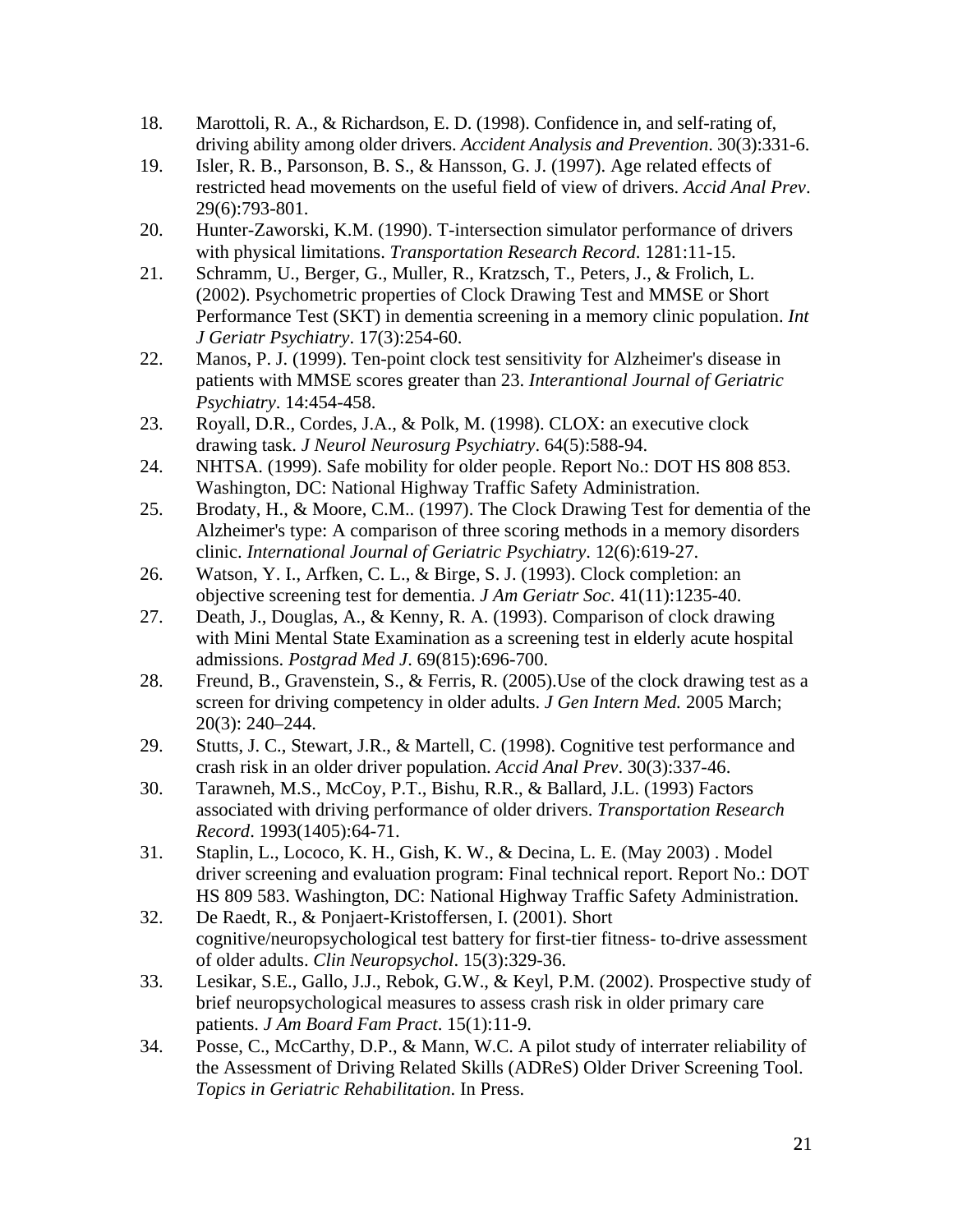18. Marottoli, R. A., & Richardson, E. D. (1998). Confidence in, and self-rating of, driving ability among older drivers. *Accident Analysis and Prevention*. 30(3):331-6.
19. Isler, R. B., Parsonson, B. S., & Hansson, G. J. (1997). Age related effects of restricted head movements on the useful field of view of drivers. *Accid Anal Prev*. 29(6):793-801.
20. Hunter-Zaworski, K.M. (1990). T-intersection simulator performance of drivers with physical limitations. *Transportation Research Record*. 1281:11-15.
21. Schramm, U., Berger, G., Muller, R., Kratzsch, T., Peters, J., & Frolich, L. (2002). Psychometric properties of Clock Drawing Test and MMSE or Short Performance Test (SKT) in dementia screening in a memory clinic population. *Int J Geriatr Psychiatry*. 17(3):254-60.
22. Manos, P. J. (1999). Ten-point clock test sensitivity for Alzheimer's disease in patients with MMSE scores greater than 23. *Interantional Journal of Geriatric Psychiatry*. 14:454-458.
23. Royall, D.R., Cordes, J.A., & Polk, M. (1998). CLOX: an executive clock drawing task. *J Neurol Neurosurg Psychiatry*. 64(5):588-94.
24. NHTSA. (1999). Safe mobility for older people. Report No.: DOT HS 808 853. Washington, DC: National Highway Traffic Safety Administration.
25. Brodaty, H., & Moore, C.M.. (1997). The Clock Drawing Test for dementia of the Alzheimer's type: A comparison of three scoring methods in a memory disorders clinic. *International Journal of Geriatric Psychiatry*. 12(6):619-27.
26. Watson, Y. I., Arfken, C. L., & Birge, S. J. (1993). Clock completion: an objective screening test for dementia. *J Am Geriatr Soc*. 41(11):1235-40.
27. Death, J., Douglas, A., & Kenny, R. A. (1993). Comparison of clock drawing with Mini Mental State Examination as a screening test in elderly acute hospital admissions. *Postgrad Med J*. 69(815):696-700.
28. Freund, B., Gravenstein, S., & Ferris, R. (2005).Use of the clock drawing test as a screen for driving competency in older adults. *J Gen Intern Med.* 2005 March; 20(3): 240–244.
29. Stutts, J. C., Stewart, J.R., & Martell, C. (1998). Cognitive test performance and crash risk in an older driver population. *Accid Anal Prev*. 30(3):337-46.
30. Tarawneh, M.S., McCoy, P.T., Bishu, R.R., & Ballard, J.L. (1993) Factors associated with driving performance of older drivers. *Transportation Research Record*. 1993(1405):64-71.
31. Staplin, L., Lococo, K. H., Gish, K. W., & Decina, L. E. (May 2003) . Model driver screening and evaluation program: Final technical report. Report No.: DOT HS 809 583. Washington, DC: National Highway Traffic Safety Administration.
32. De Raedt, R., & Ponjaert-Kristoffersen, I. (2001). Short cognitive/neuropsychological test battery for first-tier fitness- to-drive assessment of older adults. *Clin Neuropsychol*. 15(3):329-36.
33. Lesikar, S.E., Gallo, J.J., Rebok, G.W., & Keyl, P.M. (2002). Prospective study of brief neuropsychological measures to assess crash risk in older primary care patients. *J Am Board Fam Pract*. 15(1):11-9.
34. Posse, C., McCarthy, D.P., & Mann, W.C. A pilot study of interrater reliability of the Assessment of Driving Related Skills (ADReS) Older Driver Screening Tool. *Topics in Geriatric Rehabilitation*. In Press.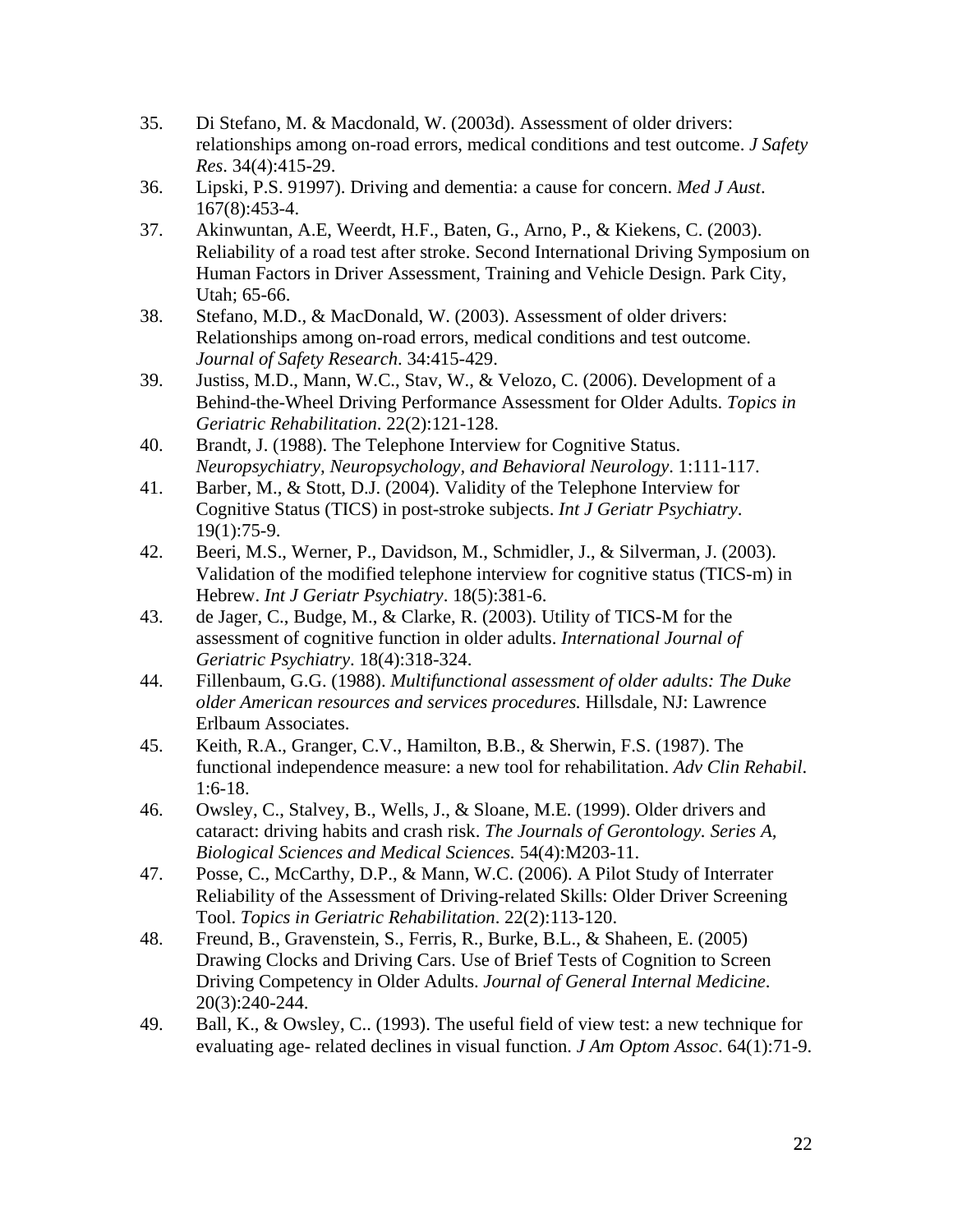35. Di Stefano, M. & Macdonald, W. (2003d). Assessment of older drivers: relationships among on-road errors, medical conditions and test outcome. *J Safety Res*. 34(4):415-29.
36. Lipski, P.S. 91997). Driving and dementia: a cause for concern. *Med J Aust*. 167(8):453-4.
37. Akinwuntan, A.E, Weerdt, H.F., Baten, G., Arno, P., & Kiekens, C. (2003). Reliability of a road test after stroke. Second International Driving Symposium on Human Factors in Driver Assessment, Training and Vehicle Design. Park City, Utah; 65-66.
38. Stefano, M.D., & MacDonald, W. (2003). Assessment of older drivers: Relationships among on-road errors, medical conditions and test outcome. *Journal of Safety Research*. 34:415-429.
39. Justiss, M.D., Mann, W.C., Stav, W., & Velozo, C. (2006). Development of a Behind-the-Wheel Driving Performance Assessment for Older Adults. *Topics in Geriatric Rehabilitation*. 22(2):121-128.
40. Brandt, J. (1988). The Telephone Interview for Cognitive Status. *Neuropsychiatry, Neuropsychology, and Behavioral Neurology*. 1:111-117.
41. Barber, M., & Stott, D.J. (2004). Validity of the Telephone Interview for Cognitive Status (TICS) in post-stroke subjects. *Int J Geriatr Psychiatry*. 19(1):75-9.
42. Beeri, M.S., Werner, P., Davidson, M., Schmidler, J., & Silverman, J. (2003). Validation of the modified telephone interview for cognitive status (TICS-m) in Hebrew. *Int J Geriatr Psychiatry*. 18(5):381-6.
43. de Jager, C., Budge, M., & Clarke, R. (2003). Utility of TICS-M for the assessment of cognitive function in older adults. *International Journal of Geriatric Psychiatry*. 18(4):318-324.
44. Fillenbaum, G.G. (1988). *Multifunctional assessment of older adults: The Duke older American resources and services procedures.* Hillsdale, NJ: Lawrence Erlbaum Associates.
45. Keith, R.A., Granger, C.V., Hamilton, B.B., & Sherwin, F.S. (1987). The functional independence measure: a new tool for rehabilitation. *Adv Clin Rehabil*. 1:6-18.
46. Owsley, C., Stalvey, B., Wells, J., & Sloane, M.E. (1999). Older drivers and cataract: driving habits and crash risk. *The Journals of Gerontology. Series A, Biological Sciences and Medical Sciences.* 54(4):M203-11.
47. Posse, C., McCarthy, D.P., & Mann, W.C. (2006). A Pilot Study of Interrater Reliability of the Assessment of Driving-related Skills: Older Driver Screening Tool. *Topics in Geriatric Rehabilitation*. 22(2):113-120.
48. Freund, B., Gravenstein, S., Ferris, R., Burke, B.L., & Shaheen, E. (2005) Drawing Clocks and Driving Cars. Use of Brief Tests of Cognition to Screen Driving Competency in Older Adults. *Journal of General Internal Medicine*. 20(3):240-244.
49. Ball, K., & Owsley, C.. (1993). The useful field of view test: a new technique for evaluating age- related declines in visual function. *J Am Optom Assoc*. 64(1):71-9.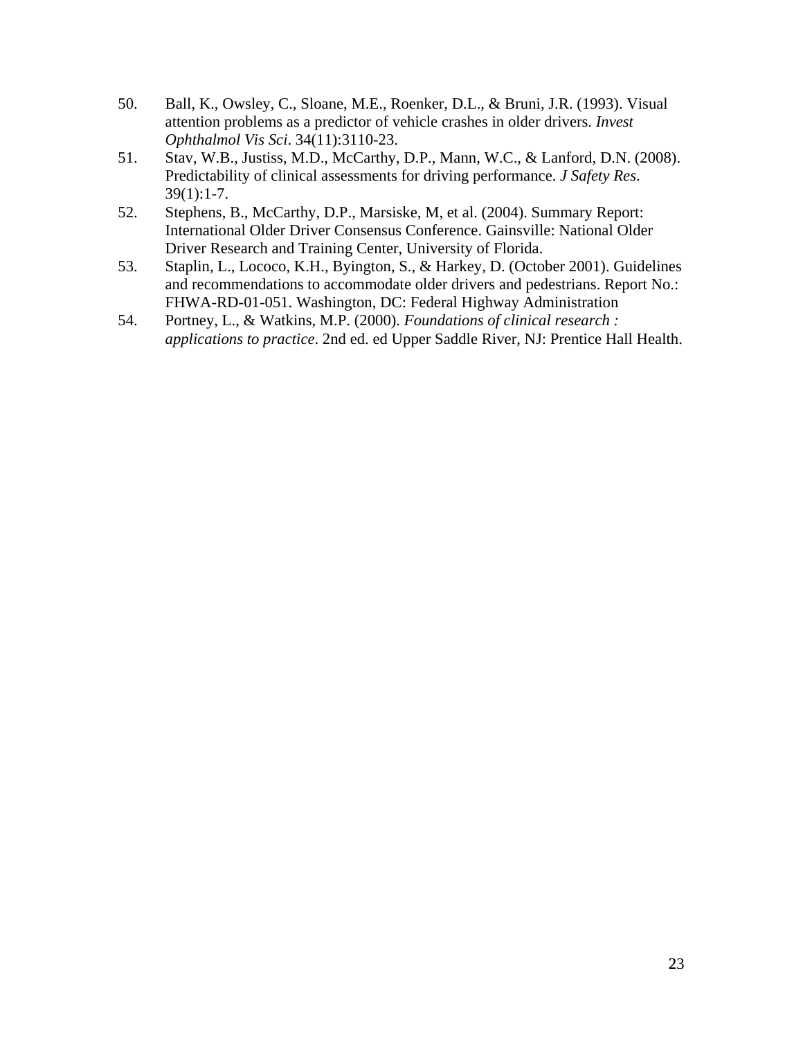50. Ball, K., Owsley, C., Sloane, M.E., Roenker, D.L., & Bruni, J.R. (1993). Visual attention problems as a predictor of vehicle crashes in older drivers. *Invest Ophthalmol Vis Sci*. 34(11):3110-23.
51. Stav, W.B., Justiss, M.D., McCarthy, D.P., Mann, W.C., & Lanford, D.N. (2008). Predictability of clinical assessments for driving performance. *J Safety Res*. 39(1):1-7.
52. Stephens, B., McCarthy, D.P., Marsiske, M, et al. (2004). Summary Report: International Older Driver Consensus Conference. Gainsville: National Older Driver Research and Training Center, University of Florida.
53. Staplin, L., Lococo, K.H., Byington, S., & Harkey, D. (October 2001). Guidelines and recommendations to accommodate older drivers and pedestrians. Report No.: FHWA-RD-01-051. Washington, DC: Federal Highway Administration
54. Portney, L., & Watkins, M.P. (2000). *Foundations of clinical research : applications to practice*. 2nd ed. ed Upper Saddle River, NJ: Prentice Hall Health.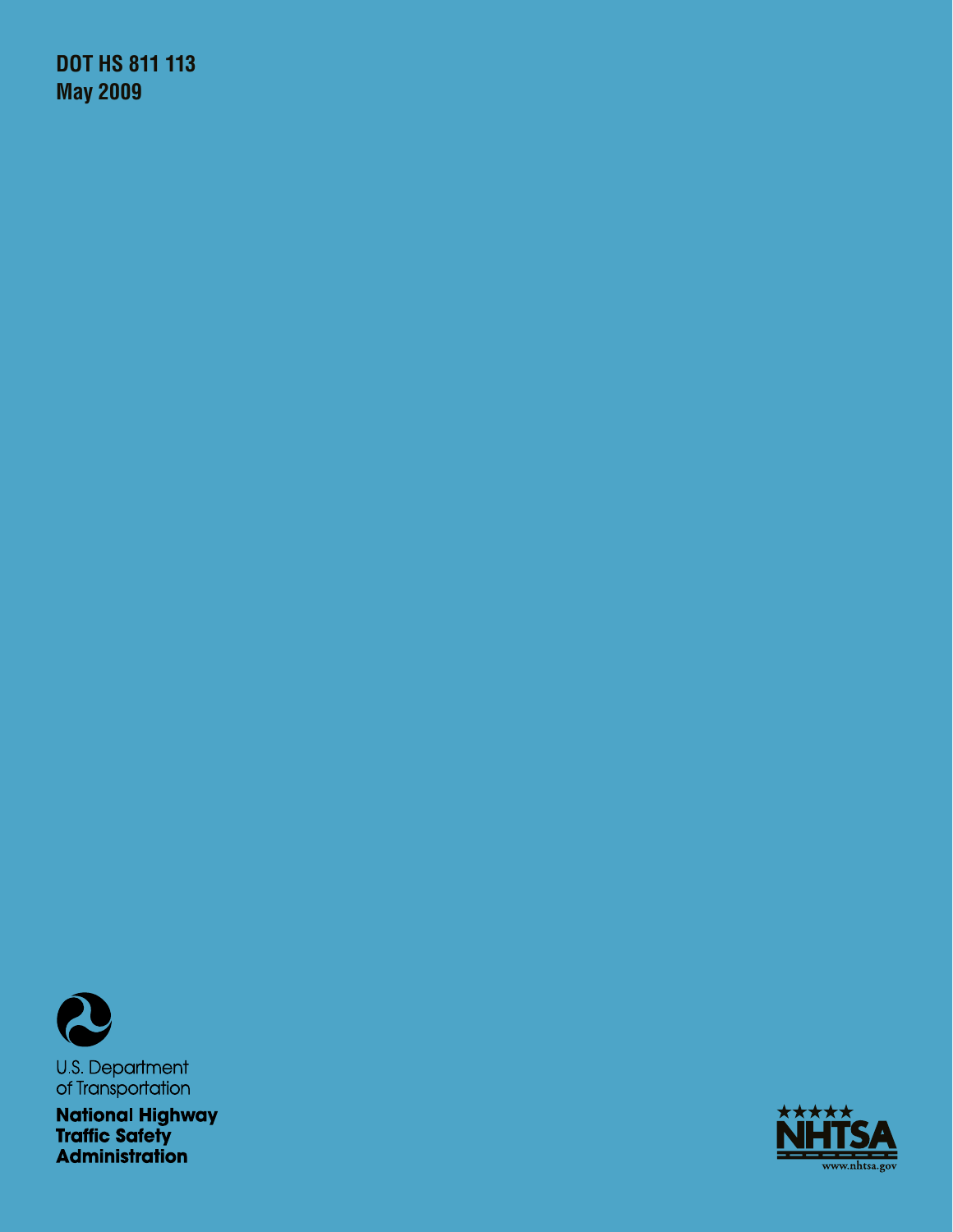DOT HS 811 113
May 2009

U.S. Department of Transportation

National Highway Traffic Safety Administration

NHTSA

www.nhtsa.gov